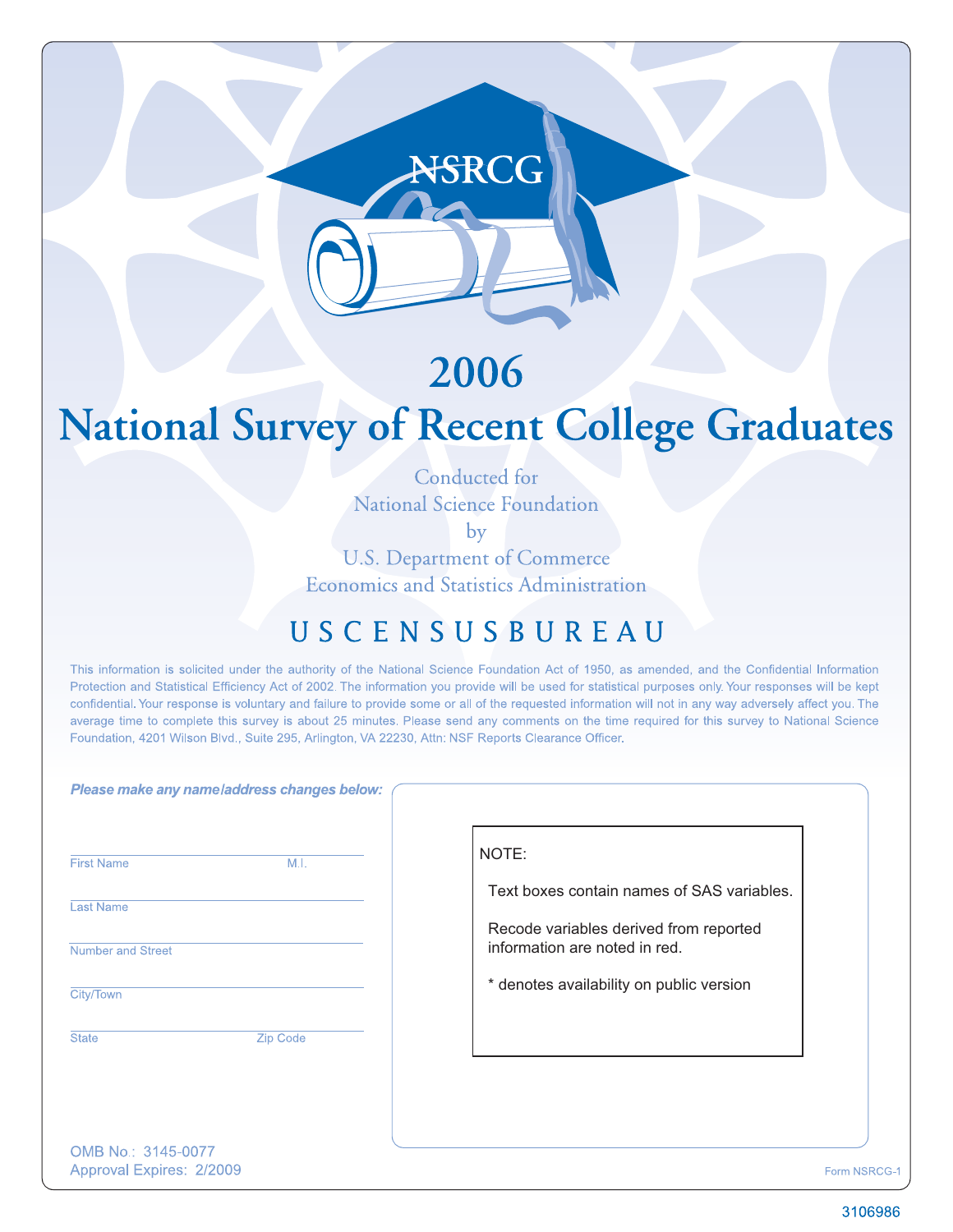NSRCG

# 2006
# National Survey of Recent College Graduates

Conducted for
National Science Foundation
by
U.S. Department of Commerce
Economics and Statistics Administration

U S C E N S U S B U R E A U

This information is solicited under the authority of the National Science Foundation Act of 1950, as amended, and the Confidential Information Protection and Statistical Efficiency Act of 2002. The information you provide will be used for statistical purposes only. Your responses will be kept confidential. Your response is voluntary and failure to provide some or all of the requested information will not in any way adversely affect you. The average time to complete this survey is about 25 minutes. Please send any comments on the time required for this survey to National Science Foundation, 4201 Wilson Blvd., Suite 295, Arlington, VA 22230, Attn: NSF Reports Clearance Officer.

***Please make any name/address changes below:***

First Name M.I.

Last Name

Number and Street

City/Town

State Zip Code

NOTE:

Text boxes contain names of SAS variables.

Recode variables derived from reported information are noted in red.

* denotes availability on public version

OMB No.: 3145-0077
Approval Expires: 2/2009

Form NSRCG-1

3106986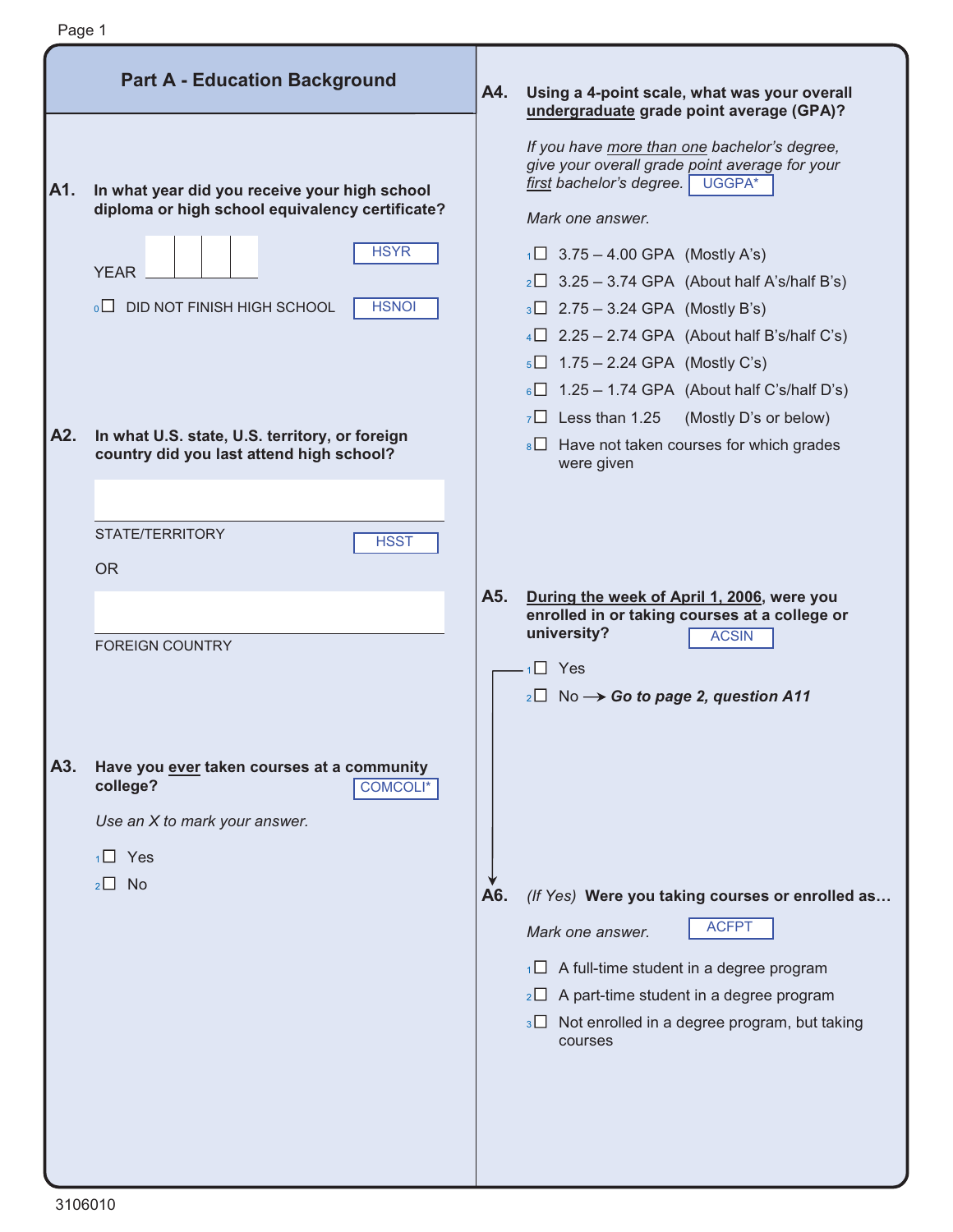## Part A - Education Background

**A1. In what year did you receive your high school diploma or high school equivalency certificate?**

YEAR [ ][ ][ ][ ] HSYR

0 ☐ DID NOT FINISH HIGH SCHOOL HSNOI

**A2. In what U.S. state, U.S. territory, or foreign country did you last attend high school?**

STATE/TERRITORY ________ HSST

OR

FOREIGN COUNTRY ________

**A3. Have you ever taken courses at a community college?** COMCOLI*

*Use an X to mark your answer.*

1 ☐ Yes

2 ☐ No

**A4. Using a 4-point scale, what was your overall undergraduate grade point average (GPA)?**

*If you have more than one bachelor's degree, give your overall grade point average for your first bachelor's degree.* UGGPA*

*Mark one answer.*

1 ☐ 3.75 – 4.00 GPA (Mostly A's)

2 ☐ 3.25 – 3.74 GPA (About half A's/half B's)

3 ☐ 2.75 – 3.24 GPA (Mostly B's)

4 ☐ 2.25 – 2.74 GPA (About half B's/half C's)

5 ☐ 1.75 – 2.24 GPA (Mostly C's)

6 ☐ 1.25 – 1.74 GPA (About half C's/half D's)

7 ☐ Less than 1.25 (Mostly D's or below)

8 ☐ Have not taken courses for which grades were given

**A5. During the week of April 1, 2006, were you enrolled in or taking courses at a college or university?** ACSIN

1 ☐ Yes

2 ☐ No → ***Go to page 2, question A11***

**A6.** *(If Yes)* **Were you taking courses or enrolled as…**

*Mark one answer.* ACFPT

1 ☐ A full-time student in a degree program

2 ☐ A part-time student in a degree program

3 ☐ Not enrolled in a degree program, but taking courses

3106010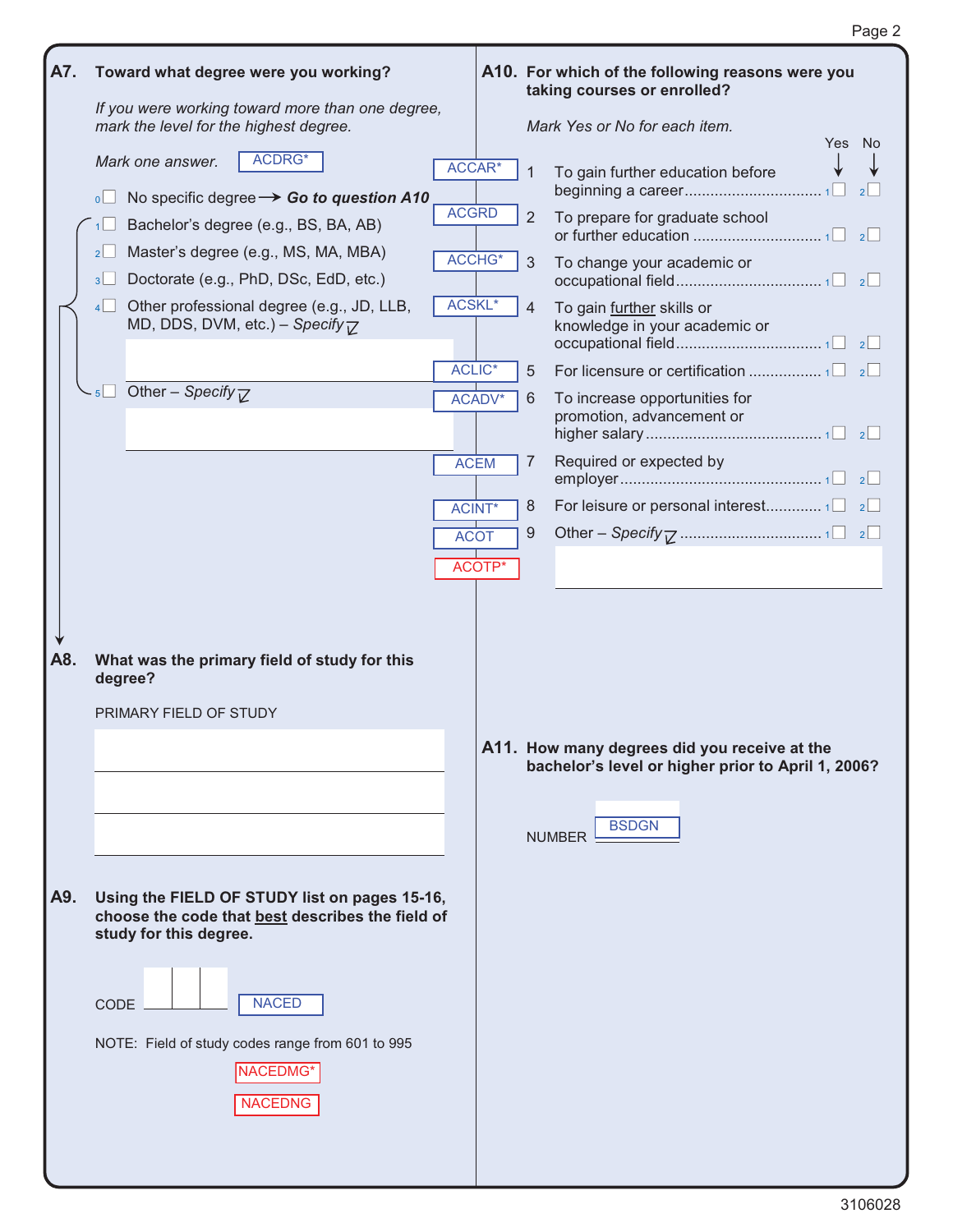**A7. Toward what degree were you working?**

*If you were working toward more than one degree, mark the level for the highest degree.*

*Mark one answer.* ACDRG*

- 0 ☐ No specific degree → ***Go to question A10***
- 1 ☐ Bachelor's degree (e.g., BS, BA, AB)
- 2 ☐ Master's degree (e.g., MS, MA, MBA)
- 3 ☐ Doctorate (e.g., PhD, DSc, EdD, etc.)
- 4 ☐ Other professional degree (e.g., JD, LLB, MD, DDS, DVM, etc.) – *Specify*

  ____________________

- 5 ☐ Other – *Specify*

  ____________________

**A8. What was the primary field of study for this degree?**

PRIMARY FIELD OF STUDY

____________________

____________________

____________________

**A9. Using the FIELD OF STUDY list on pages 15-16, choose the code that best describes the field of study for this degree.**

CODE ☐☐☐ NACED

NOTE: Field of study codes range from 601 to 995

NACEDMG*

NACEDNG

**A10. For which of the following reasons were you taking courses or enrolled?**

*Mark Yes or No for each item.*

| | | | Yes | No |
|---|---|---|---|---|
| ACCAR* | 1 | To gain further education before beginning a career | 1 ☐ | 2 ☐ |
| ACGRD | 2 | To prepare for graduate school or further education | 1 ☐ | 2 ☐ |
| ACCHG* | 3 | To change your academic or occupational field | 1 ☐ | 2 ☐ |
| ACSKL* | 4 | To gain further skills or knowledge in your academic or occupational field | 1 ☐ | 2 ☐ |
| ACLIC* | 5 | For licensure or certification | 1 ☐ | 2 ☐ |
| ACADV* | 6 | To increase opportunities for promotion, advancement or higher salary | 1 ☐ | 2 ☐ |
| ACEM | 7 | Required or expected by employer | 1 ☐ | 2 ☐ |
| ACINT* | 8 | For leisure or personal interest | 1 ☐ | 2 ☐ |
| ACOT | 9 | Other – *Specify* | 1 ☐ | 2 ☐ |

ACOTP*

____________________

**A11. How many degrees did you receive at the bachelor's level or higher prior to April 1, 2006?**

NUMBER ______ BSDGN

3106028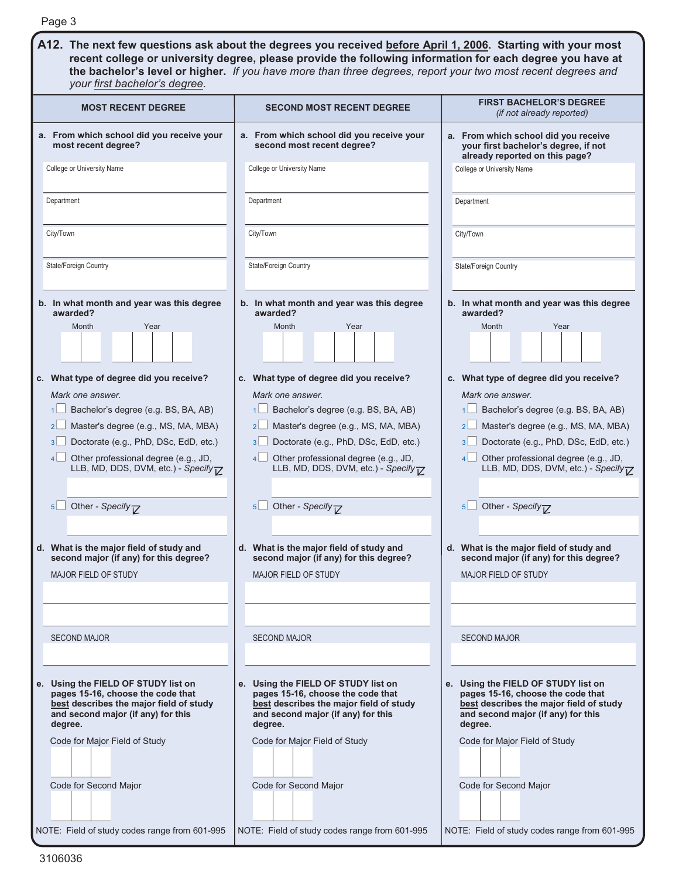**A12. The next few questions ask about the degrees you received before April 1, 2006. Starting with your most recent college or university degree, please provide the following information for each degree you have at the bachelor's level or higher.** *If you have more than three degrees, report your two most recent degrees and your first bachelor's degree.*

## MOST RECENT DEGREE

**a. From which school did you receive your most recent degree?**

College or University Name

Department

City/Town

State/Foreign Country

**b. In what month and year was this degree awarded?**

Month | Year

**c. What type of degree did you receive?**

*Mark one answer.*

1 ☐ Bachelor's degree (e.g. BS, BA, AB)
2 ☐ Master's degree (e.g., MS, MA, MBA)
3 ☐ Doctorate (e.g., PhD, DSc, EdD, etc.)
4 ☐ Other professional degree (e.g., JD, LLB, MD, DDS, DVM, etc.) - *Specify*
5 ☐ Other - *Specify*

**d. What is the major field of study and second major (if any) for this degree?**

MAJOR FIELD OF STUDY

SECOND MAJOR

**e. Using the FIELD OF STUDY list on pages 15-16, choose the code that best describes the major field of study and second major (if any) for this degree.**

Code for Major Field of Study

Code for Second Major

NOTE: Field of study codes range from 601-995

## SECOND MOST RECENT DEGREE

**a. From which school did you receive your second most recent degree?**

College or University Name

Department

City/Town

State/Foreign Country

**b. In what month and year was this degree awarded?**

Month | Year

**c. What type of degree did you receive?**

*Mark one answer.*

1 ☐ Bachelor's degree (e.g. BS, BA, AB)
2 ☐ Master's degree (e.g., MS, MA, MBA)
3 ☐ Doctorate (e.g., PhD, DSc, EdD, etc.)
4 ☐ Other professional degree (e.g., JD, LLB, MD, DDS, DVM, etc.) - *Specify*
5 ☐ Other - *Specify*

**d. What is the major field of study and second major (if any) for this degree?**

MAJOR FIELD OF STUDY

SECOND MAJOR

**e. Using the FIELD OF STUDY list on pages 15-16, choose the code that best describes the major field of study and second major (if any) for this degree.**

Code for Major Field of Study

Code for Second Major

NOTE: Field of study codes range from 601-995

## FIRST BACHELOR'S DEGREE
*(if not already reported)*

**a. From which school did you receive your first bachelor's degree, if not already reported on this page?**

College or University Name

Department

City/Town

State/Foreign Country

**b. In what month and year was this degree awarded?**

Month | Year

**c. What type of degree did you receive?**

*Mark one answer.*

1 ☐ Bachelor's degree (e.g. BS, BA, AB)
2 ☐ Master's degree (e.g., MS, MA, MBA)
3 ☐ Doctorate (e.g., PhD, DSc, EdD, etc.)
4 ☐ Other professional degree (e.g., JD, LLB, MD, DDS, DVM, etc.) - *Specify*
5 ☐ Other - *Specify*

**d. What is the major field of study and second major (if any) for this degree?**

MAJOR FIELD OF STUDY

SECOND MAJOR

**e. Using the FIELD OF STUDY list on pages 15-16, choose the code that best describes the major field of study and second major (if any) for this degree.**

Code for Major Field of Study

Code for Second Major

NOTE: Field of study codes range from 601-995

3106036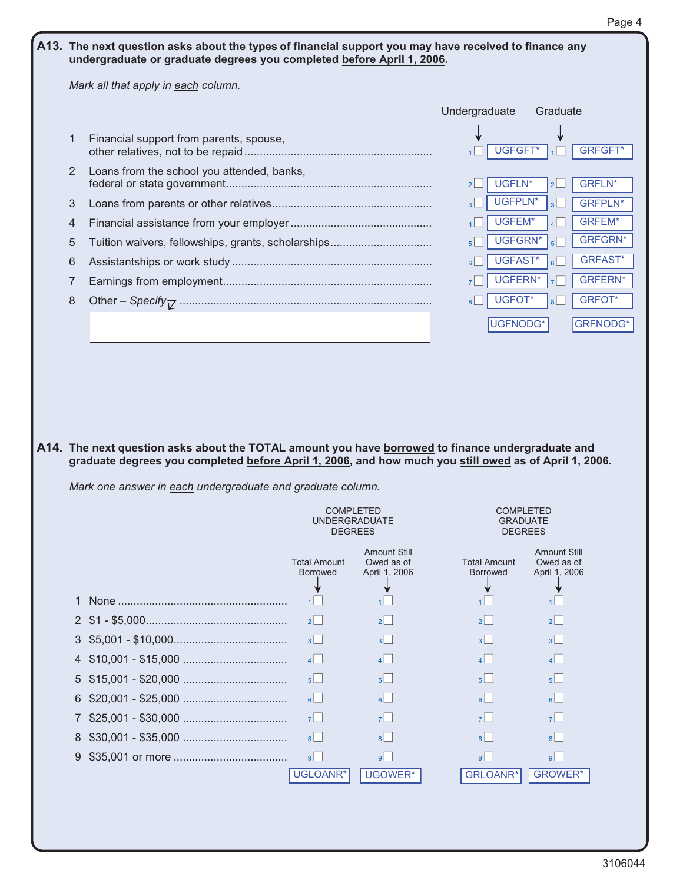**A13. The next question asks about the types of financial support you may have received to finance any undergraduate or graduate degrees you completed before April 1, 2006.**

*Mark all that apply in each column.*

| | | Undergraduate | | Graduate | |
|---|---|---|---|---|---|
| 1 | Financial support from parents, spouse, other relatives, not to be repaid | 1 ☐ | UGFGFT* | 1 ☐ | GRFGFT* |
| 2 | Loans from the school you attended, banks, federal or state government | 2 ☐ | UGFLN* | 2 ☐ | GRFLN* |
| 3 | Loans from parents or other relatives | 3 ☐ | UGFPLN* | 3 ☐ | GRFPLN* |
| 4 | Financial assistance from your employer | 4 ☐ | UGFEM* | 4 ☐ | GRFEM* |
| 5 | Tuition waivers, fellowships, grants, scholarships | 5 ☐ | UGFGRN* | 5 ☐ | GRFGRN* |
| 6 | Assistantships or work study | 6 ☐ | UGFAST* | 6 ☐ | GRFAST* |
| 7 | Earnings from employment | 7 ☐ | UGFERN* | 7 ☐ | GRFERN* |
| 8 | Other – *Specify* | 8 ☐ | UGFOT* | 8 ☐ | GRFOT* |
| | | | UGFNODG* | | GRFNODG* |

**A14. The next question asks about the TOTAL amount you have borrowed to finance undergraduate and graduate degrees you completed before April 1, 2006, and how much you still owed as of April 1, 2006.**

*Mark one answer in each undergraduate and graduate column.*

| | | COMPLETED UNDERGRADUATE DEGREES | | COMPLETED GRADUATE DEGREES | |
|---|---|---|---|---|---|
| | | Total Amount Borrowed | Amount Still Owed as of April 1, 2006 | Total Amount Borrowed | Amount Still Owed as of April 1, 2006 |
| 1 | None | 1 ☐ | 1 ☐ | 1 ☐ | 1 ☐ |
| 2 | $1 - $5,000 | 2 ☐ | 2 ☐ | 2 ☐ | 2 ☐ |
| 3 | $5,001 - $10,000 | 3 ☐ | 3 ☐ | 3 ☐ | 3 ☐ |
| 4 | $10,001 - $15,000 | 4 ☐ | 4 ☐ | 4 ☐ | 4 ☐ |
| 5 | $15,001 - $20,000 | 5 ☐ | 5 ☐ | 5 ☐ | 5 ☐ |
| 6 | $20,001 - $25,000 | 6 ☐ | 6 ☐ | 6 ☐ | 6 ☐ |
| 7 | $25,001 - $30,000 | 7 ☐ | 7 ☐ | 7 ☐ | 7 ☐ |
| 8 | $30,001 - $35,000 | 8 ☐ | 8 ☐ | 8 ☐ | 8 ☐ |
| 9 | $35,001 or more | 9 ☐ | 9 ☐ | 9 ☐ | 9 ☐ |
| | | UGLOANR* | UGOWER* | GRLOANR* | GROWER* |

3106044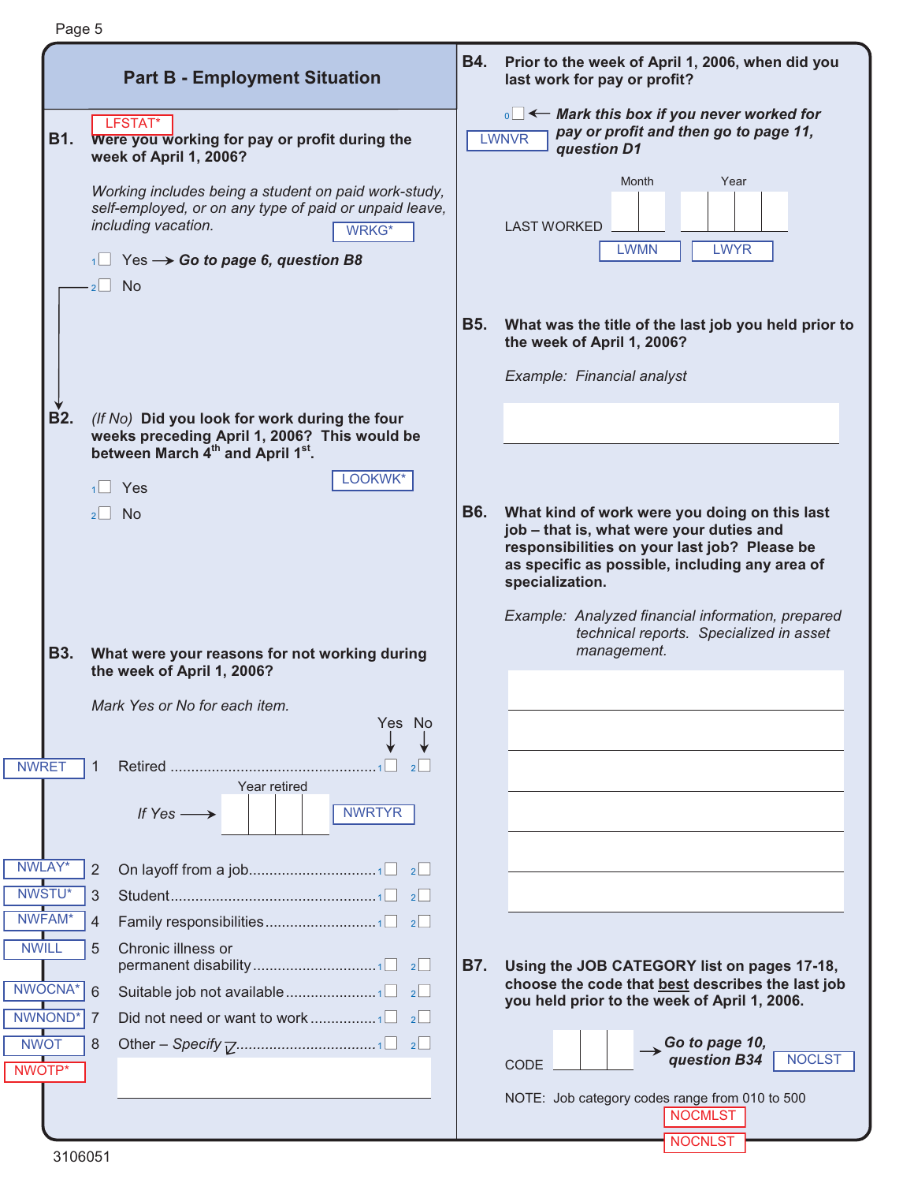## Part B - Employment Situation

**B1.** LFSTAT* **Were you working for pay or profit during the week of April 1, 2006?**

*Working includes being a student on paid work-study, self-employed, or on any type of paid or unpaid leave, including vacation.* WRKG*

1☐ Yes → ***Go to page 6, question B8***

2☐ No

**B2.** *(If No)* **Did you look for work during the four weeks preceding April 1, 2006? This would be between March 4th and April 1st.** LOOKWK*

1☐ Yes

2☐ No

**B3.** **What were your reasons for not working during the week of April 1, 2006?**

*Mark Yes or No for each item.*

| Variable | # | Reason | Yes | No |
|---|---|---|---|---|
| NWRET | 1 | Retired | 1☐ | 2☐ |
| NWRTYR | | *If Yes* → Year retired ☐☐☐☐ | | |
| NWLAY* | 2 | On layoff from a job | 1☐ | 2☐ |
| NWSTU* | 3 | Student | 1☐ | 2☐ |
| NWFAM* | 4 | Family responsibilities | 1☐ | 2☐ |
| NWILL | 5 | Chronic illness or permanent disability | 1☐ | 2☐ |
| NWOCNA* | 6 | Suitable job not available | 1☐ | 2☐ |
| NWNOND* | 7 | Did not need or want to work | 1☐ | 2☐ |
| NWOT | 8 | Other – *Specify* | 1☐ | 2☐ |
| NWOTP* | | ________________ | | |

**B4.** **Prior to the week of April 1, 2006, when did you last work for pay or profit?**

LWNVR 0☐ ← ***Mark this box if you never worked for pay or profit and then go to page 11, question D1***

LAST WORKED — Month ☐☐ (LWMN) Year ☐☐☐☐ (LWYR)

**B5.** **What was the title of the last job you held prior to the week of April 1, 2006?**

*Example: Financial analyst*

________________

**B6.** **What kind of work were you doing on this last job – that is, what were your duties and responsibilities on your last job? Please be as specific as possible, including any area of specialization.**

*Example: Analyzed financial information, prepared technical reports. Specialized in asset management.*

________________

**B7.** **Using the JOB CATEGORY list on pages 17-18, choose the code that best describes the last job you held prior to the week of April 1, 2006.**

CODE ☐☐☐ → ***Go to page 10, question B34*** NOCLST

NOTE: Job category codes range from 010 to 500

NOCMLST

NOCNLST

3106051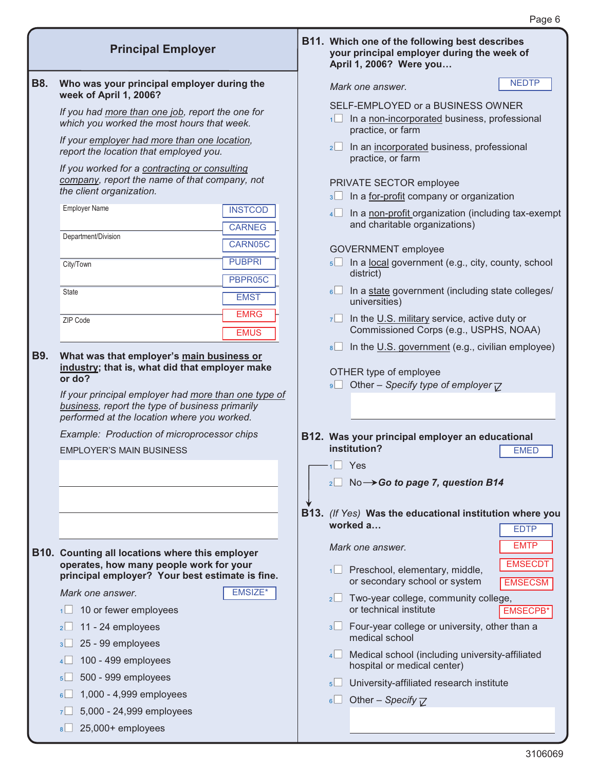## Principal Employer

**B8. Who was your principal employer during the week of April 1, 2006?**

*If you had more than one job, report the one for which you worked the most hours that week.*

*If your employer had more than one location, report the location that employed you.*

*If you worked for a contracting or consulting company, report the name of that company, not the client organization.*

Employer Name — INSTCOD, CARNEG

Department/Division — CARN05C

City/Town — PUBPRI, PBPR05C

State — EMST

ZIP Code — EMRG, EMUS

**B9. What was that employer's main business or industry; that is, what did that employer make or do?**

*If your principal employer had more than one type of business, report the type of business primarily performed at the location where you worked.*

*Example: Production of microprocessor chips*

EMPLOYER'S MAIN BUSINESS

**B10. Counting all locations where this employer operates, how many people work for your principal employer? Your best estimate is fine.**

*Mark one answer.* EMSIZE*

1 ☐ 10 or fewer employees
2 ☐ 11 - 24 employees
3 ☐ 25 - 99 employees
4 ☐ 100 - 499 employees
5 ☐ 500 - 999 employees
6 ☐ 1,000 - 4,999 employees
7 ☐ 5,000 - 24,999 employees
8 ☐ 25,000+ employees

**B11. Which one of the following best describes your principal employer during the week of April 1, 2006? Were you…**

*Mark one answer.* NEDTP

SELF-EMPLOYED or a BUSINESS OWNER

1 ☐ In a non-incorporated business, professional practice, or farm
2 ☐ In an incorporated business, professional practice, or farm

PRIVATE SECTOR employee

3 ☐ In a for-profit company or organization
4 ☐ In a non-profit organization (including tax-exempt and charitable organizations)

GOVERNMENT employee

5 ☐ In a local government (e.g., city, county, school district)
6 ☐ In a state government (including state colleges/universities)
7 ☐ In the U.S. military service, active duty or Commissioned Corps (e.g., USPHS, NOAA)
8 ☐ In the U.S. government (e.g., civilian employee)

OTHER type of employee

9 ☐ Other – *Specify type of employer*

**B12. Was your principal employer an educational institution?** EMED

1 ☐ Yes
2 ☐ No → ***Go to page 7, question B14***

**B13.** *(If Yes)* **Was the educational institution where you worked a…**

*Mark one answer.* EDTP, EMTP, EMSECDT, EMSECSM, EMSECPB*

1 ☐ Preschool, elementary, middle, or secondary school or system
2 ☐ Two-year college, community college, or technical institute
3 ☐ Four-year college or university, other than a medical school
4 ☐ Medical school (including university-affiliated hospital or medical center)
5 ☐ University-affiliated research institute
6 ☐ Other – *Specify*

3106069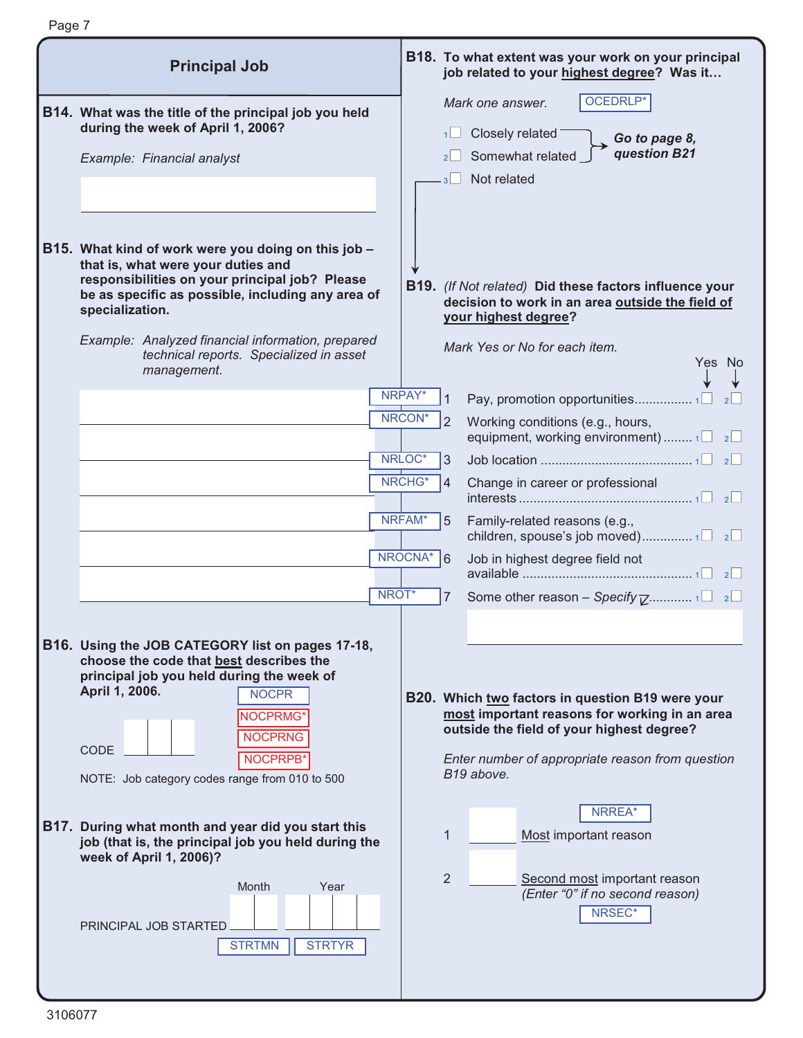## Principal Job

**B14. What was the title of the principal job you held during the week of April 1, 2006?**

*Example: Financial analyst*

**B15. What kind of work were you doing on this job – that is, what were your duties and responsibilities on your principal job? Please be as specific as possible, including any area of specialization.**

*Example: Analyzed financial information, prepared technical reports. Specialized in asset management.*

**B16. Using the JOB CATEGORY list on pages 17-18, choose the code that best describes the principal job you held during the week of April 1, 2006.**

NOCPR

NOCPRMG*

NOCPRNG

NOCPRPB*

CODE

NOTE: Job category codes range from 010 to 500

**B17. During what month and year did you start this job (that is, the principal job you held during the week of April 1, 2006)?**

PRINCIPAL JOB STARTED — Month (STRTMN) Year (STRTYR)

**B18. To what extent was your work on your principal job related to your highest degree? Was it…**

*Mark one answer.* OCEDRLP*

1 Closely related — **Go to page 8, question B21**

2 Somewhat related — **Go to page 8, question B21**

3 Not related

**B19.** *(If Not related)* **Did these factors influence your decision to work in an area outside the field of your highest degree?**

*Mark Yes or No for each item.*

| | | | Yes | No |
|---|---|---|---|---|
| NRPAY* | 1 | Pay, promotion opportunities | 1 | 2 |
| NRCON* | 2 | Working conditions (e.g., hours, equipment, working environment) | 1 | 2 |
| NRLOC* | 3 | Job location | 1 | 2 |
| NRCHG* | 4 | Change in career or professional interests | 1 | 2 |
| NRFAM* | 5 | Family-related reasons (e.g., children, spouse's job moved) | 1 | 2 |
| NROCNA* | 6 | Job in highest degree field not available | 1 | 2 |
| NROT* | 7 | Some other reason – *Specify* | 1 | 2 |

**B20. Which two factors in question B19 were your most important reasons for working in an area outside the field of your highest degree?**

*Enter number of appropriate reason from question B19 above.*

1 ____ Most important reason (NRREA*)

2 ____ Second most important reason *(Enter "0" if no second reason)* (NRSEC*)

3106077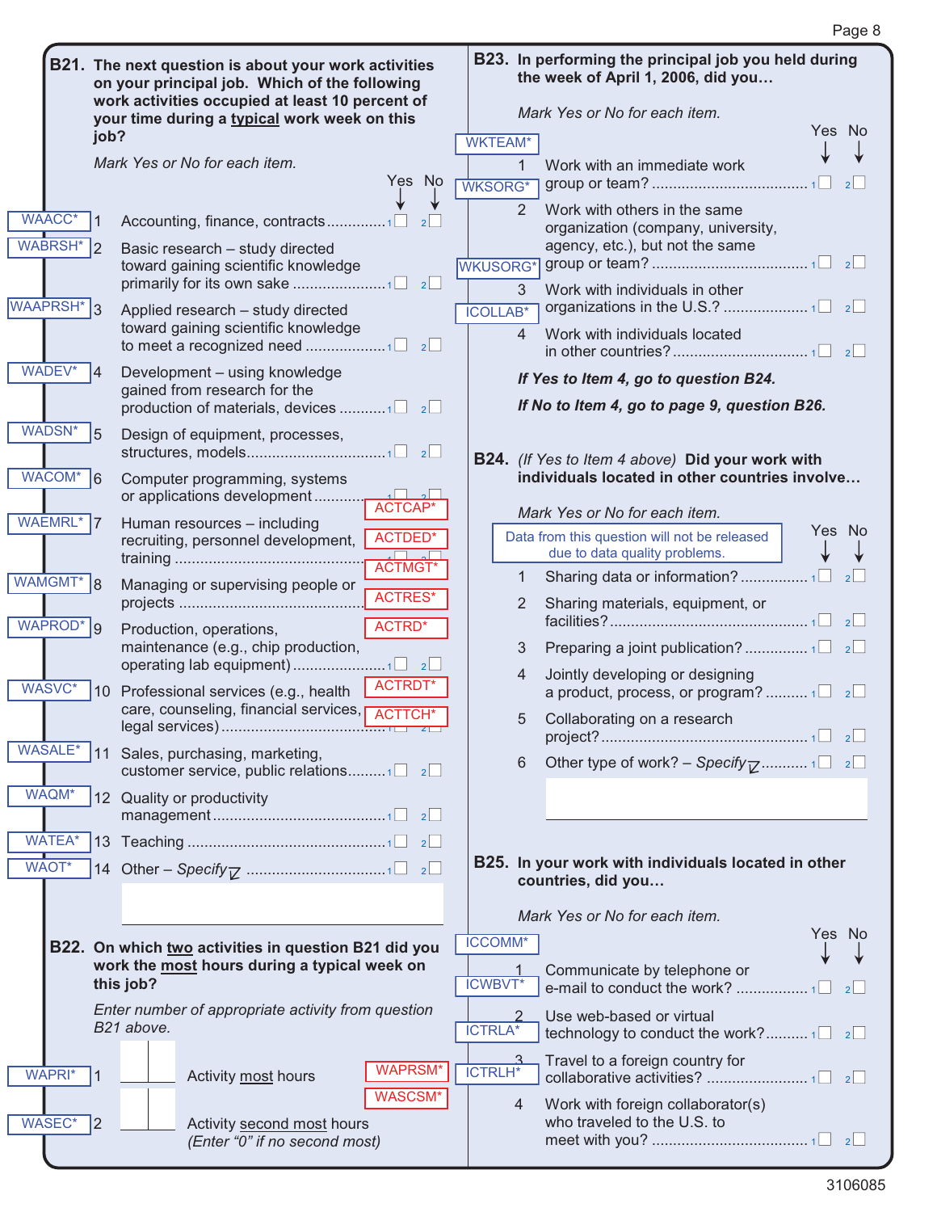## B21. The next question is about your work activities on your principal job. Which of the following work activities occupied at least 10 percent of your time during a typical work week on this job?

*Mark Yes or No for each item.*

| Variable | | Item | Yes | No |
|---|---|---|---|---|
| WAACC* | 1 | Accounting, finance, contracts | 1 ☐ | 2 ☐ |
| WABRSH* | 2 | Basic research – study directed toward gaining scientific knowledge primarily for its own sake | 1 ☐ | 2 ☐ |
| WAAPRSH* | 3 | Applied research – study directed toward gaining scientific knowledge to meet a recognized need | 1 ☐ | 2 ☐ |
| WADEV* | 4 | Development – using knowledge gained from research for the production of materials, devices | 1 ☐ | 2 ☐ |
| WADSN* | 5 | Design of equipment, processes, structures, models | 1 ☐ | 2 ☐ |
| WACOM* | 6 | Computer programming, systems or applications development | 1 ☐ | 2 ☐ |
| WAEMRL* | 7 | Human resources – including recruiting, personnel development, training | 1 ☐ | 2 ☐ |
| WAMGMT* | 8 | Managing or supervising people or projects | 1 ☐ | 2 ☐ |
| WAPROD* | 9 | Production, operations, maintenance (e.g., chip production, operating lab equipment) | 1 ☐ | 2 ☐ |
| WASVC* | 10 | Professional services (e.g., health care, counseling, financial services, legal services) | 1 ☐ | 2 ☐ |
| WASALE* | 11 | Sales, purchasing, marketing, customer service, public relations | 1 ☐ | 2 ☐ |
| WAQM* | 12 | Quality or productivity management | 1 ☐ | 2 ☐ |
| WATEA* | 13 | Teaching | 1 ☐ | 2 ☐ |
| WAOT* | 14 | Other – *Specify* | 1 ☐ | 2 ☐ |

ACTCAP* ACTDED* ACTMGT* ACTRES* ACTRD* ACTRDT* ACTTCH*

## B22. On which two activities in question B21 did you work the most hours during a typical week on this job?

*Enter number of appropriate activity from question B21 above.*

WAPRI* 1 ☐☐ Activity most hours

WASEC* 2 ☐☐ Activity second most hours *(Enter "0" if no second most)*

WAPRSM* WASCSM*

## B23. In performing the principal job you held during the week of April 1, 2006, did you…

*Mark Yes or No for each item.*

| Variable | | Item | Yes | No |
|---|---|---|---|---|
| WKTEAM* | 1 | Work with an immediate work group or team? | 1 ☐ | 2 ☐ |
| WKSORG* | 2 | Work with others in the same organization (company, university, agency, etc.), but not the same group or team? | 1 ☐ | 2 ☐ |
| WKUSORG* | 3 | Work with individuals in other organizations in the U.S.? | 1 ☐ | 2 ☐ |
| ICOLLAB* | 4 | Work with individuals located in other countries? | 1 ☐ | 2 ☐ |

***If Yes to Item 4, go to question B24.***

***If No to Item 4, go to page 9, question B26.***

## B24. *(If Yes to Item 4 above)* Did your work with individuals located in other countries involve…

*Mark Yes or No for each item.*

Data from this question will not be released due to data quality problems.

| | Item | Yes | No |
|---|---|---|---|
| 1 | Sharing data or information? | 1 ☐ | 2 ☐ |
| 2 | Sharing materials, equipment, or facilities? | 1 ☐ | 2 ☐ |
| 3 | Preparing a joint publication? | 1 ☐ | 2 ☐ |
| 4 | Jointly developing or designing a product, process, or program? | 1 ☐ | 2 ☐ |
| 5 | Collaborating on a research project? | 1 ☐ | 2 ☐ |
| 6 | Other type of work? – *Specify* | 1 ☐ | 2 ☐ |

## B25. In your work with individuals located in other countries, did you…

*Mark Yes or No for each item.*

| Variable | | Item | Yes | No |
|---|---|---|---|---|
| ICCOMM* | 1 | Communicate by telephone or e-mail to conduct the work? | 1 ☐ | 2 ☐ |
| ICWBVT* | 2 | Use web-based or virtual technology to conduct the work? | 1 ☐ | 2 ☐ |
| ICTRLA* | 3 | Travel to a foreign country for collaborative activities? | 1 ☐ | 2 ☐ |
| ICTRLH* | 4 | Work with foreign collaborator(s) who traveled to the U.S. to meet with you? | 1 ☐ | 2 ☐ |

3106085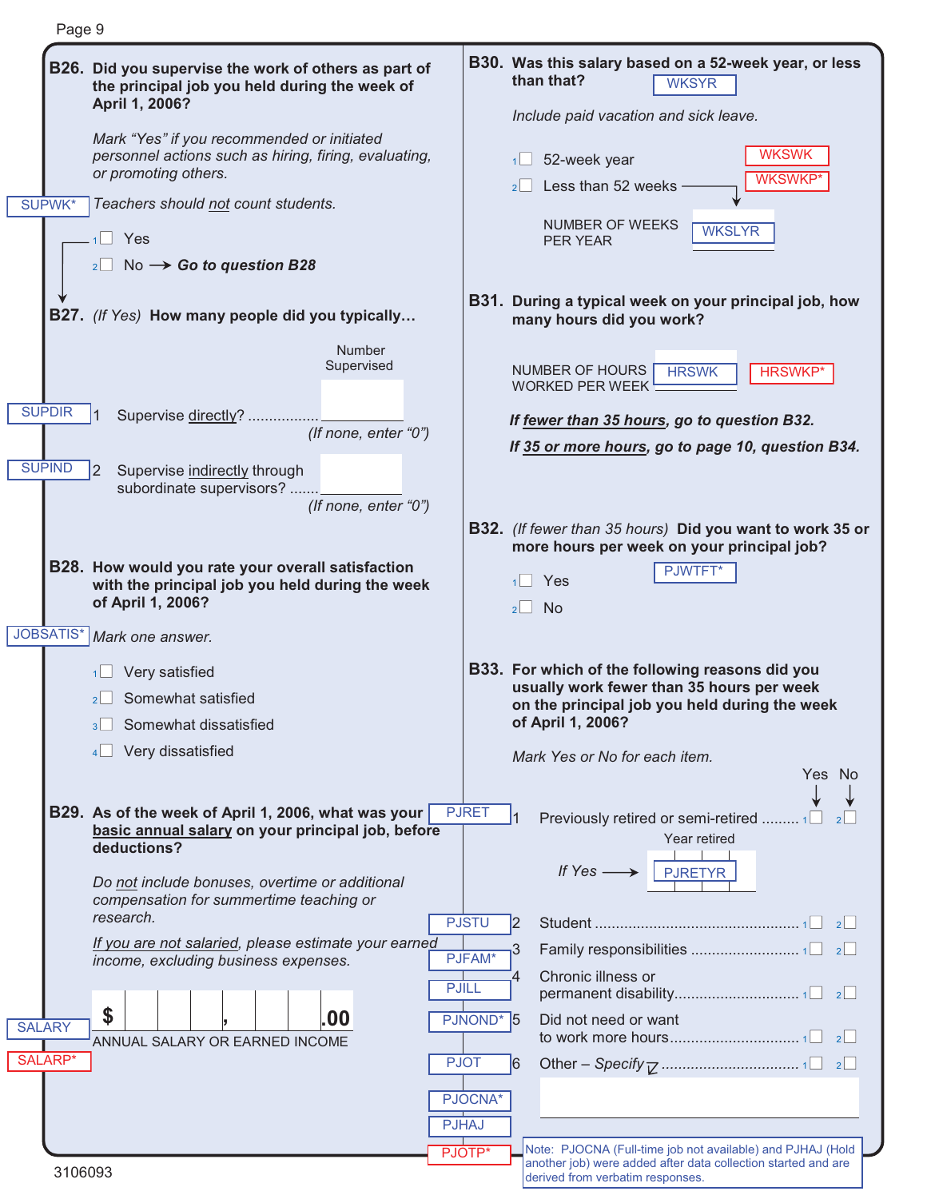**B26. Did you supervise the work of others as part of the principal job you held during the week of April 1, 2006?**

*Mark "Yes" if you recommended or initiated personnel actions such as hiring, firing, evaluating, or promoting others.*

SUPWK* *Teachers should not count students.*

1☐ Yes

2☐ No → ***Go to question B28***

**B27.** *(If Yes)* **How many people did you typically…**

| | | Number Supervised |
|---|---|---|
| SUPDIR | 1 Supervise directly? ................ | *(If none, enter "0")* |
| SUPIND | 2 Supervise indirectly through subordinate supervisors? ....... | *(If none, enter "0")* |

**B28. How would you rate your overall satisfaction with the principal job you held during the week of April 1, 2006?**

JOBSATIS* *Mark one answer.*

1☐ Very satisfied

2☐ Somewhat satisfied

3☐ Somewhat dissatisfied

4☐ Very dissatisfied

**B29. As of the week of April 1, 2006, what was your basic annual salary on your principal job, before deductions?**

*Do not include bonuses, overtime or additional compensation for summertime teaching or research.*

*If you are not salaried, please estimate your earned income, excluding business expenses.*

SALARY
SALARP*

$ ___ ___ ___ , ___ ___ ___ .00
ANNUAL SALARY OR EARNED INCOME

**B30. Was this salary based on a 52-week year, or less than that?** WKSYR

*Include paid vacation and sick leave.*

WKSWK
WKSWKP*

1☐ 52-week year

2☐ Less than 52 weeks →

NUMBER OF WEEKS PER YEAR WKSLYR

**B31. During a typical week on your principal job, how many hours did you work?**

NUMBER OF HOURS WORKED PER WEEK HRSWK HRSWKP*

***If fewer than 35 hours, go to question B32.***

***If 35 or more hours, go to page 10, question B34.***

**B32.** *(If fewer than 35 hours)* **Did you want to work 35 or more hours per week on your principal job?** PJWTFT*

1☐ Yes

2☐ No

**B33. For which of the following reasons did you usually work fewer than 35 hours per week on the principal job you held during the week of April 1, 2006?**

*Mark Yes or No for each item.*

| | | | Yes | No |
|---|---|---|---|---|
| PJRET | 1 | Previously retired or semi-retired ......... | 1☐ | 2☐ |
| PJRETYR | | *If Yes* → Year retired | | |
| PJSTU | 2 | Student ................................................ | 1☐ | 2☐ |
| PJFAM* | 3 | Family responsibilities ......................... | 1☐ | 2☐ |
| PJILL | 4 | Chronic illness or permanent disability............................. | 1☐ | 2☐ |
| PJNOND* | 5 | Did not need or want to work more hours.............................. | 1☐ | 2☐ |
| PJOT | 6 | Other – *Specify* ................................ | 1☐ | 2☐ |
| PJOCNA* | | | | |
| PJHAJ | | | | |
| PJOTP* | | | | |

Note: PJOCNA (Full-time job not available) and PJHAJ (Hold another job) were added after data collection started and are derived from verbatim responses.

3106093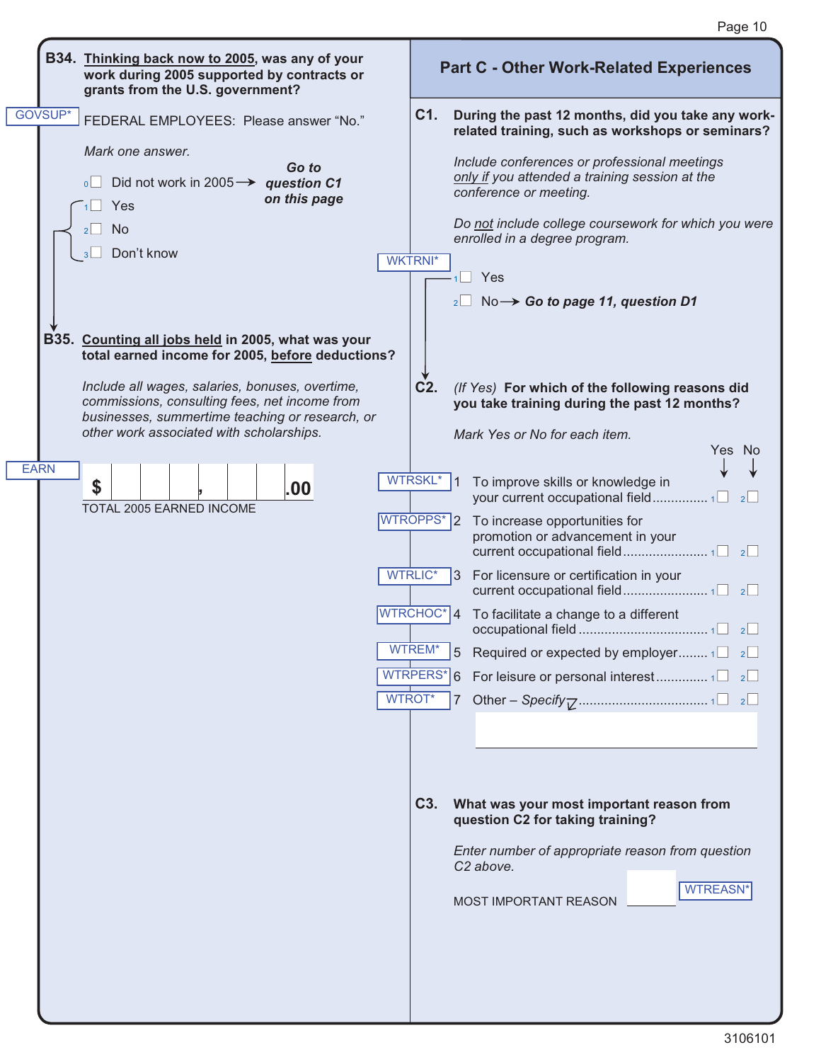**B34. Thinking back now to 2005, was any of your work during 2005 supported by contracts or grants from the U.S. government?**

GOVSUP*

FEDERAL EMPLOYEES: Please answer "No."

*Mark one answer.*

- 0 ☐ Did not work in 2005 → ***Go to question C1 on this page***
- 1 ☐ Yes
- 2 ☐ No
- 3 ☐ Don't know

**B35. Counting all jobs held in 2005, what was your total earned income for 2005, before deductions?**

*Include all wages, salaries, bonuses, overtime, commissions, consulting fees, net income from businesses, summertime teaching or research, or other work associated with scholarships.*

EARN

$ ☐☐☐,☐☐☐.00

TOTAL 2005 EARNED INCOME

## Part C - Other Work-Related Experiences

**C1. During the past 12 months, did you take any work-related training, such as workshops or seminars?**

*Include conferences or professional meetings only if you attended a training session at the conference or meeting.*

*Do not include college coursework for which you were enrolled in a degree program.*

WKTRNI*

- 1 ☐ Yes
- 2 ☐ No → ***Go to page 11, question D1***

**C2.** *(If Yes)* **For which of the following reasons did you take training during the past 12 months?**

*Mark Yes or No for each item.*

| | | | Yes | No |
|---|---|---|---|---|
| WTRSKL* | 1 | To improve skills or knowledge in your current occupational field | 1 ☐ | 2 ☐ |
| WTROPPS* | 2 | To increase opportunities for promotion or advancement in your current occupational field | 1 ☐ | 2 ☐ |
| WTRLIC* | 3 | For licensure or certification in your current occupational field | 1 ☐ | 2 ☐ |
| WTRCHOC* | 4 | To facilitate a change to a different occupational field | 1 ☐ | 2 ☐ |
| WTREM* | 5 | Required or expected by employer | 1 ☐ | 2 ☐ |
| WTRPERS* | 6 | For leisure or personal interest | 1 ☐ | 2 ☐ |
| WTROT* | 7 | Other – *Specify* | 1 ☐ | 2 ☐ |

**C3. What was your most important reason from question C2 for taking training?**

*Enter number of appropriate reason from question C2 above.*

MOST IMPORTANT REASON ☐ WTREASN*

3106101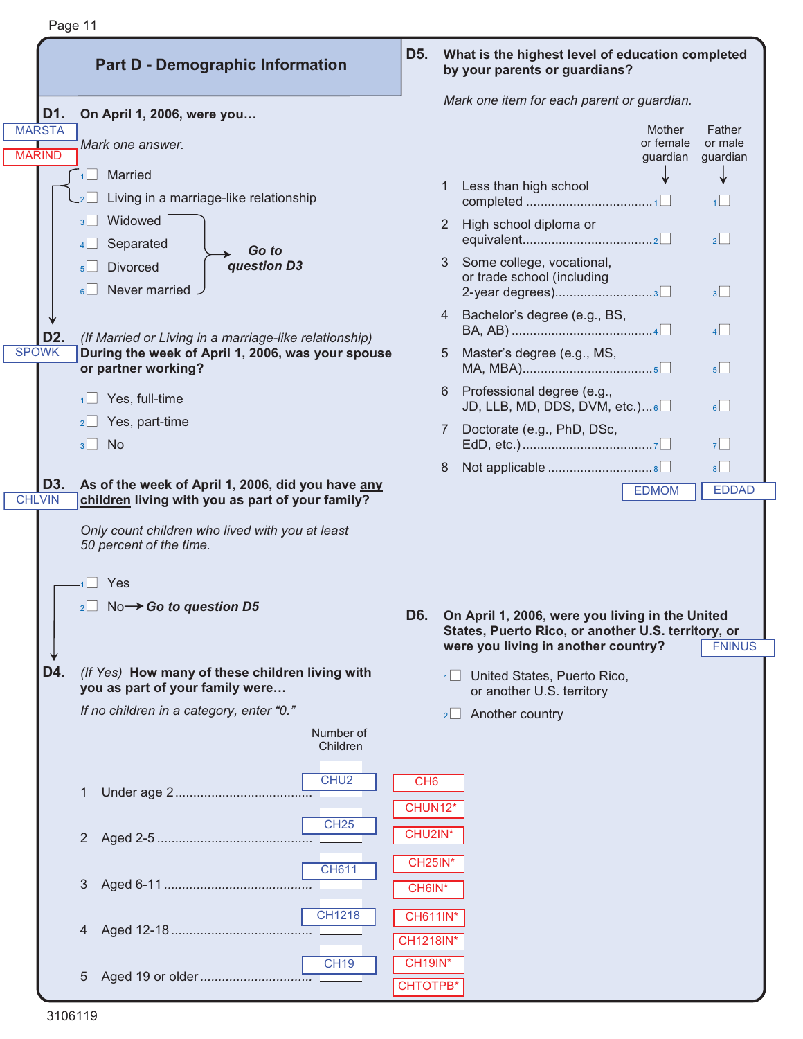## Part D - Demographic Information

**D1.** **On April 1, 2006, were you…**

MARSTA

MARIND

*Mark one answer.*

- 1 ☐ Married
- 2 ☐ Living in a marriage-like relationship
- 3 ☐ Widowed
- 4 ☐ Separated
- 5 ☐ Divorced
- 6 ☐ Never married

(Widowed, Separated, Divorced, Never married) → ***Go to question D3***

**D2.** *(If Married or Living in a marriage-like relationship)* **During the week of April 1, 2006, was your spouse or partner working?**

SPOWK

- 1 ☐ Yes, full-time
- 2 ☐ Yes, part-time
- 3 ☐ No

**D3.** **As of the week of April 1, 2006, did you have any children living with you as part of your family?**

CHLVIN

*Only count children who lived with you at least 50 percent of the time.*

- 1 ☐ Yes
- 2 ☐ No → ***Go to question D5***

**D4.** *(If Yes)* **How many of these children living with you as part of your family were…**

*If no children in a category, enter "0."*

| | | Number of Children |
|---|---|---|
| 1 | Under age 2 | CHU2 |
| 2 | Aged 2-5 | CH25 |
| 3 | Aged 6-11 | CH611 |
| 4 | Aged 12-18 | CH1218 |
| 5 | Aged 19 or older | CH19 |

CH6
CHUN12*
CHU2IN*
CH25IN*
CH6IN*
CH611IN*
CH1218IN*
CH19IN*
CHTOTPB*

**D5.** **What is the highest level of education completed by your parents or guardians?**

*Mark one item for each parent or guardian.*

| | | Mother or female guardian | Father or male guardian |
|---|---|---|---|
| 1 | Less than high school completed | 1 ☐ | 1 ☐ |
| 2 | High school diploma or equivalent | 2 ☐ | 2 ☐ |
| 3 | Some college, vocational, or trade school (including 2-year degrees) | 3 ☐ | 3 ☐ |
| 4 | Bachelor's degree (e.g., BS, BA, AB) | 4 ☐ | 4 ☐ |
| 5 | Master's degree (e.g., MS, MA, MBA) | 5 ☐ | 5 ☐ |
| 6 | Professional degree (e.g., JD, LLB, MD, DDS, DVM, etc.) | 6 ☐ | 6 ☐ |
| 7 | Doctorate (e.g., PhD, DSc, EdD, etc.) | 7 ☐ | 7 ☐ |
| 8 | Not applicable | 8 ☐ | 8 ☐ |
| | | EDMOM | EDDAD |

**D6.** **On April 1, 2006, were you living in the United States, Puerto Rico, or another U.S. territory, or were you living in another country?**

FNINUS

- 1 ☐ United States, Puerto Rico, or another U.S. territory
- 2 ☐ Another country

3106119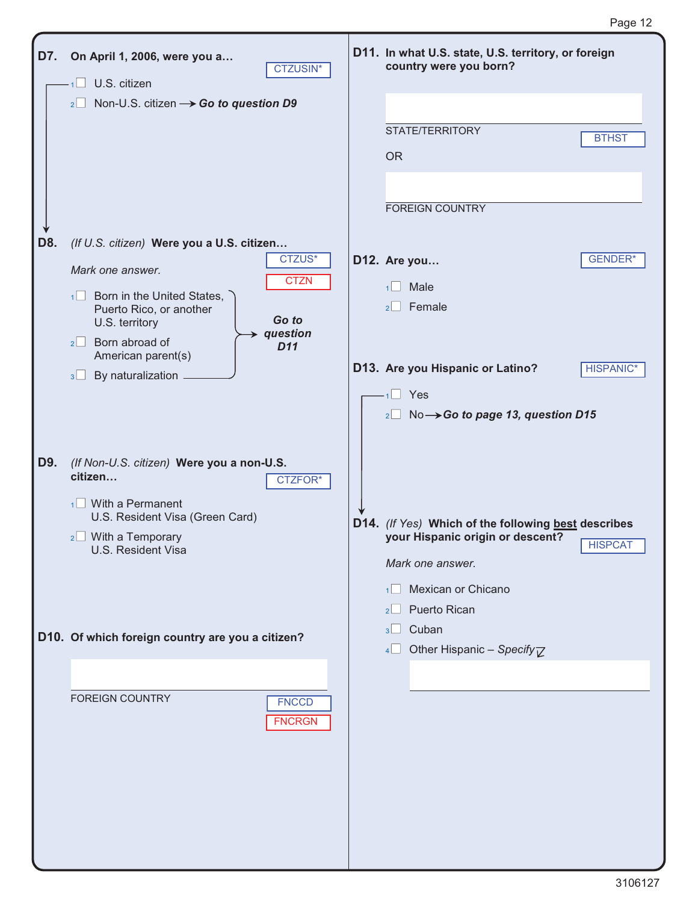**D7. On April 1, 2006, were you a…** CTZUSIN*

- 1 ☐ U.S. citizen
- 2 ☐ Non-U.S. citizen → ***Go to question D9***

**D8.** *(If U.S. citizen)* **Were you a U.S. citizen…** CTZUS* CTZN

*Mark one answer.*

- 1 ☐ Born in the United States, Puerto Rico, or another U.S. territory
- 2 ☐ Born abroad of American parent(s)
- 3 ☐ By naturalization

→ ***Go to question D11***

**D9.** *(If Non-U.S. citizen)* **Were you a non-U.S. citizen…** CTZFOR*

- 1 ☐ With a Permanent U.S. Resident Visa (Green Card)
- 2 ☐ With a Temporary U.S. Resident Visa

**D10. Of which foreign country are you a citizen?**

FOREIGN COUNTRY FNCCD FNCRGN

**D11. In what U.S. state, U.S. territory, or foreign country were you born?**

STATE/TERRITORY BTHST

OR

FOREIGN COUNTRY

**D12. Are you…** GENDER*

- 1 ☐ Male
- 2 ☐ Female

**D13. Are you Hispanic or Latino?** HISPANIC*

- 1 ☐ Yes
- 2 ☐ No → ***Go to page 13, question D15***

**D14.** *(If Yes)* **Which of the following best describes your Hispanic origin or descent?** HISPCAT

*Mark one answer.*

- 1 ☐ Mexican or Chicano
- 2 ☐ Puerto Rican
- 3 ☐ Cuban
- 4 ☐ Other Hispanic – *Specify*

3106127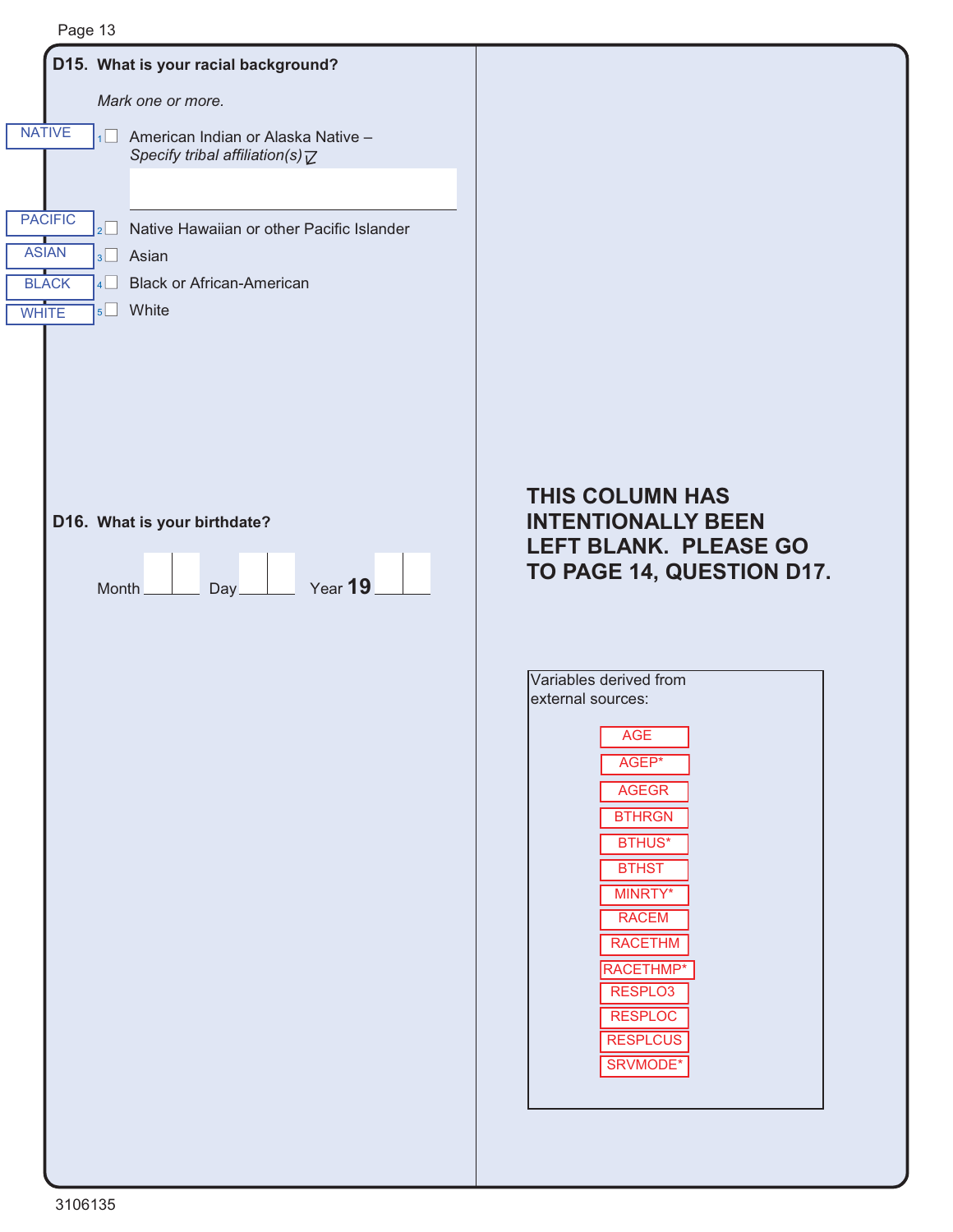**D15. What is your racial background?**

*Mark one or more.*

NATIVE ☐ 1 American Indian or Alaska Native – *Specify tribal affiliation(s)*

PACIFIC ☐ 2 Native Hawaiian or other Pacific Islander

ASIAN ☐ 3 Asian

BLACK ☐ 4 Black or African-American

WHITE ☐ 5 White

**D16. What is your birthdate?**

Month ___ ___ Day ___ ___ Year **19** ___ ___

**THIS COLUMN HAS INTENTIONALLY BEEN LEFT BLANK. PLEASE GO TO PAGE 14, QUESTION D17.**

Variables derived from external sources:

- AGE
- AGEP*
- AGEGR
- BTHRGN
- BTHUS*
- BTHST
- MINRTY*
- RACEM
- RACETHM
- RACETHMP*
- RESPLO3
- RESPLOC
- RESPLCUS
- SRVMODE*

3106135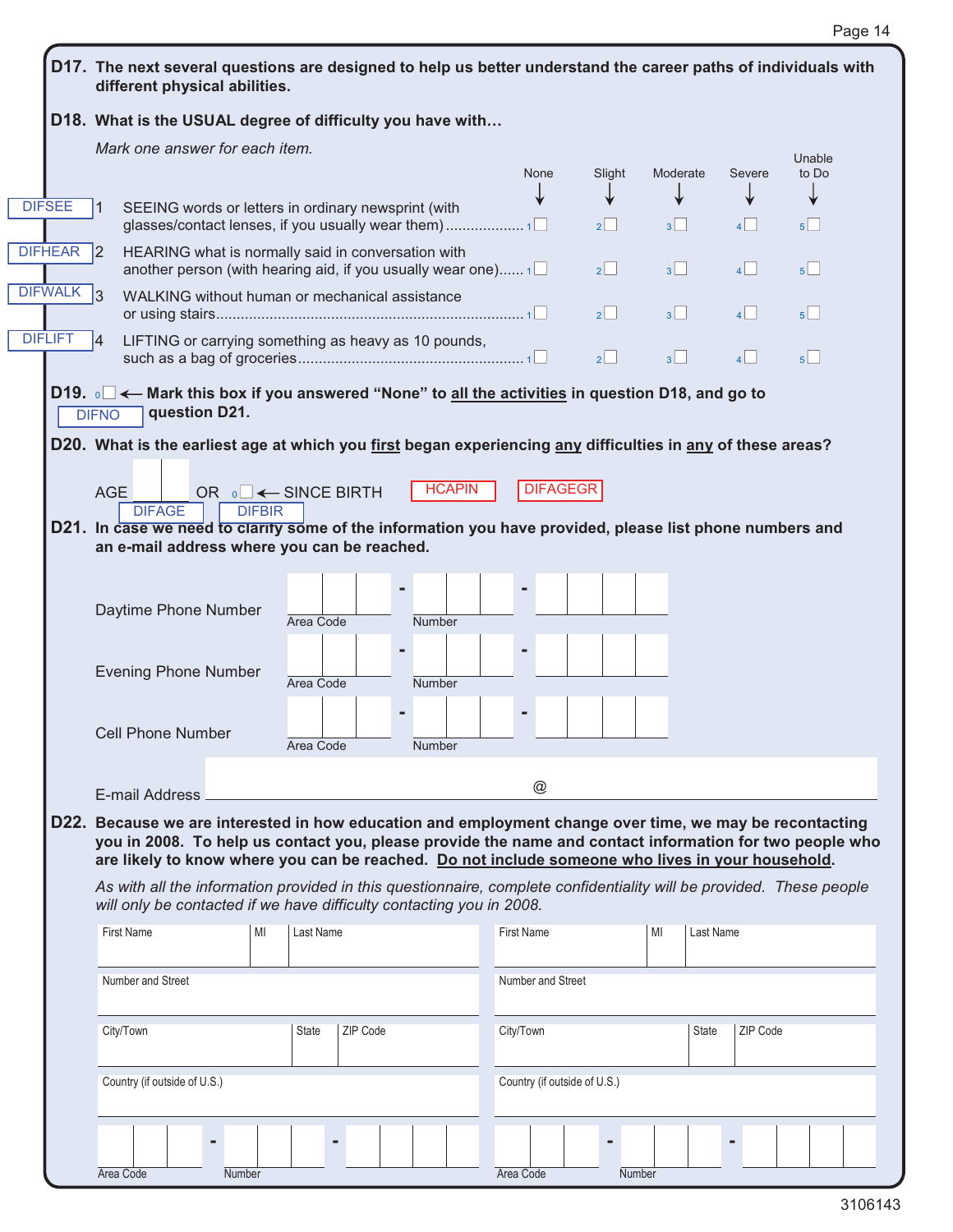**D17. The next several questions are designed to help us better understand the career paths of individuals with different physical abilities.**

**D18. What is the USUAL degree of difficulty you have with…**

*Mark one answer for each item.*

| Variable | Item | None | Slight | Moderate | Severe | Unable to Do |
|---|---|---|---|---|---|---|
| DIFSEE | 1 SEEING words or letters in ordinary newsprint (with glasses/contact lenses, if you usually wear them) | 1 ☐ | 2 ☐ | 3 ☐ | 4 ☐ | 5 ☐ |
| DIFHEAR | 2 HEARING what is normally said in conversation with another person (with hearing aid, if you usually wear one) | 1 ☐ | 2 ☐ | 3 ☐ | 4 ☐ | 5 ☐ |
| DIFWALK | 3 WALKING without human or mechanical assistance or using stairs | 1 ☐ | 2 ☐ | 3 ☐ | 4 ☐ | 5 ☐ |
| DIFLIFT | 4 LIFTING or carrying something as heavy as 10 pounds, such as a bag of groceries | 1 ☐ | 2 ☐ | 3 ☐ | 4 ☐ | 5 ☐ |

**D19.** 0 ☐ ← **Mark this box if you answered "None" to all the activities in question D18, and go to question D21.** DIFNO

**D20. What is the earliest age at which you first began experiencing any difficulties in any of these areas?**

AGE ☐☐ (DIFAGE) OR 0 ☐ ← SINCE BIRTH (DIFBIR) HCAPIN DIFAGEGR

**D21. In case we need to clarify some of the information you have provided, please list phone numbers and an e-mail address where you can be reached.**

Daytime Phone Number ☐☐☐ (Area Code) - ☐☐☐ (Number) - ☐☐☐☐

Evening Phone Number ☐☐☐ (Area Code) - ☐☐☐ (Number) - ☐☐☐☐

Cell Phone Number ☐☐☐ (Area Code) - ☐☐☐ (Number) - ☐☐☐☐

E-mail Address ______________________ @ ______________________

**D22. Because we are interested in how education and employment change over time, we may be recontacting you in 2008. To help us contact you, please provide the name and contact information for two people who are likely to know where you can be reached. Do not include someone who lives in your household.**

*As with all the information provided in this questionnaire, complete confidentiality will be provided. These people will only be contacted if we have difficulty contacting you in 2008.*

| First Name | MI | Last Name | First Name | MI | Last Name |
|---|---|---|---|---|---|
| Number and Street | | | Number and Street | | |
| City/Town | State | ZIP Code | City/Town | State | ZIP Code |
| Country (if outside of U.S.) | | | Country (if outside of U.S.) | | |
| Area Code | Number | | Area Code | Number | |

3106143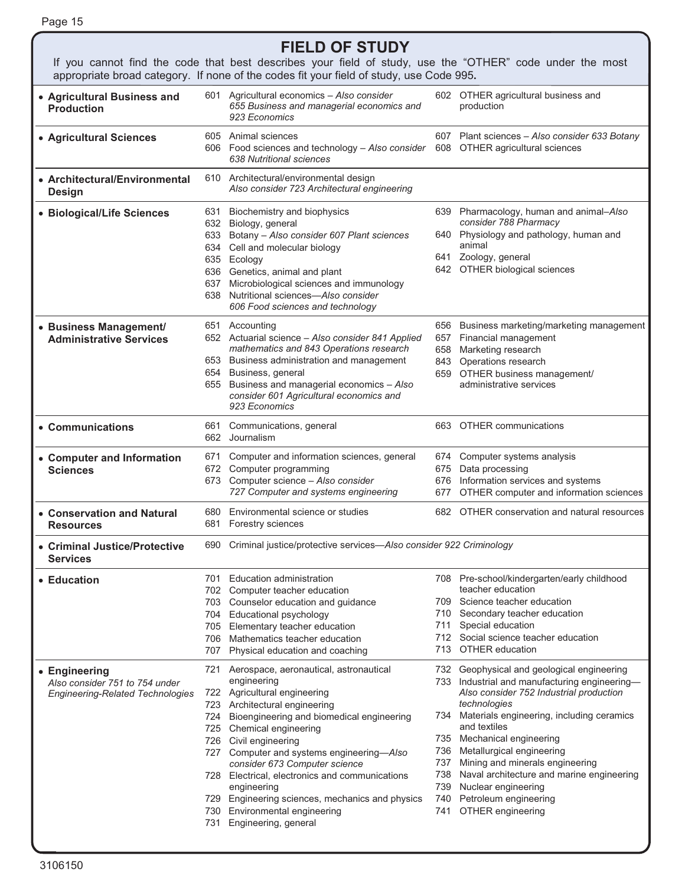# FIELD OF STUDY

If you cannot find the code that best describes your field of study, use the "OTHER" code under the most appropriate broad category. If none of the codes fit your field of study, use Code 995.

| Broad Category | Codes | |
|---|---|---|
| • **Agricultural Business and Production** | 601 Agricultural economics – *Also consider 655 Business and managerial economics and 923 Economics* | 602 OTHER agricultural business and production |
| • **Agricultural Sciences** | 605 Animal sciences<br>606 Food sciences and technology – *Also consider 638 Nutritional sciences* | 607 Plant sciences – *Also consider 633 Botany*<br>608 OTHER agricultural sciences |
| • **Architectural/Environmental Design** | 610 Architectural/environmental design *Also consider 723 Architectural engineering* | |
| • **Biological/Life Sciences** | 631 Biochemistry and biophysics<br>632 Biology, general<br>633 Botany – *Also consider 607 Plant sciences*<br>634 Cell and molecular biology<br>635 Ecology<br>636 Genetics, animal and plant<br>637 Microbiological sciences and immunology<br>638 Nutritional sciences—*Also consider 606 Food sciences and technology* | 639 Pharmacology, human and animal–*Also consider 788 Pharmacy*<br>640 Physiology and pathology, human and animal<br>641 Zoology, general<br>642 OTHER biological sciences |
| • **Business Management/ Administrative Services** | 651 Accounting<br>652 Actuarial science – *Also consider 841 Applied mathematics and 843 Operations research*<br>653 Business administration and management<br>654 Business, general<br>655 Business and managerial economics – *Also consider 601 Agricultural economics and 923 Economics* | 656 Business marketing/marketing management<br>657 Financial management<br>658 Marketing research<br>843 Operations research<br>659 OTHER business management/ administrative services |
| • **Communications** | 661 Communications, general<br>662 Journalism | 663 OTHER communications |
| • **Computer and Information Sciences** | 671 Computer and information sciences, general<br>672 Computer programming<br>673 Computer science – *Also consider 727 Computer and systems engineering* | 674 Computer systems analysis<br>675 Data processing<br>676 Information services and systems<br>677 OTHER computer and information sciences |
| • **Conservation and Natural Resources** | 680 Environmental science or studies<br>681 Forestry sciences | 682 OTHER conservation and natural resources |
| • **Criminal Justice/Protective Services** | 690 Criminal justice/protective services—*Also consider 922 Criminology* | |
| • **Education** | 701 Education administration<br>702 Computer teacher education<br>703 Counselor education and guidance<br>704 Educational psychology<br>705 Elementary teacher education<br>706 Mathematics teacher education<br>707 Physical education and coaching | 708 Pre-school/kindergarten/early childhood teacher education<br>709 Science teacher education<br>710 Secondary teacher education<br>711 Special education<br>712 Social science teacher education<br>713 OTHER education |
| • **Engineering** *Also consider 751 to 754 under Engineering-Related Technologies* | 721 Aerospace, aeronautical, astronautical engineering<br>722 Agricultural engineering<br>723 Architectural engineering<br>724 Bioengineering and biomedical engineering<br>725 Chemical engineering<br>726 Civil engineering<br>727 Computer and systems engineering—*Also consider 673 Computer science*<br>728 Electrical, electronics and communications engineering<br>729 Engineering sciences, mechanics and physics<br>730 Environmental engineering<br>731 Engineering, general | 732 Geophysical and geological engineering<br>733 Industrial and manufacturing engineering—*Also consider 752 Industrial production technologies*<br>734 Materials engineering, including ceramics and textiles<br>735 Mechanical engineering<br>736 Metallurgical engineering<br>737 Mining and minerals engineering<br>738 Naval architecture and marine engineering<br>739 Nuclear engineering<br>740 Petroleum engineering<br>741 OTHER engineering |

3106150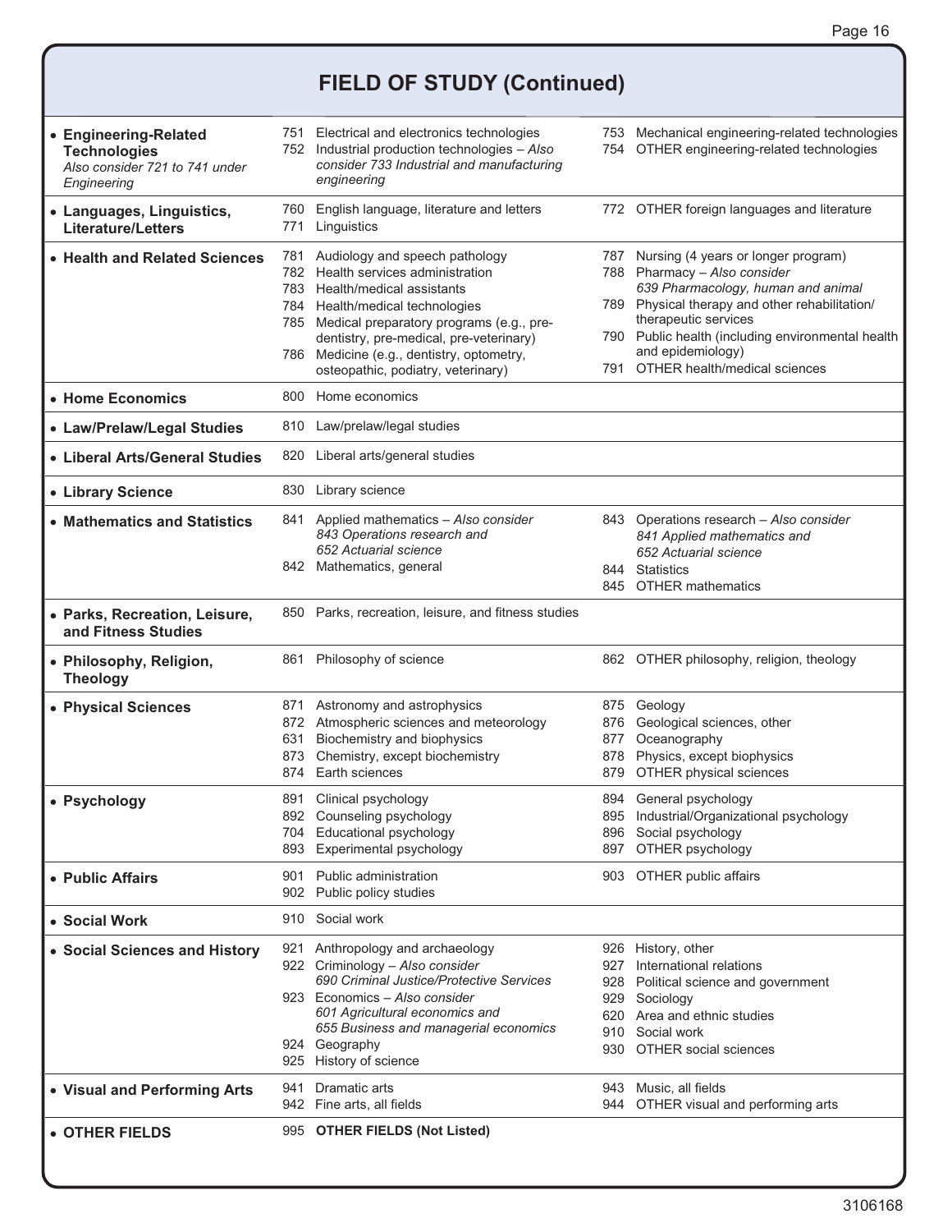# FIELD OF STUDY (Continued)

| Field | Codes | Codes |
|---|---|---|
| • **Engineering-Related Technologies** *Also consider 721 to 741 under Engineering* | 751 Electrical and electronics technologies<br>752 Industrial production technologies – *Also consider 733 Industrial and manufacturing engineering* | 753 Mechanical engineering-related technologies<br>754 OTHER engineering-related technologies |
| • **Languages, Linguistics, Literature/Letters** | 760 English language, literature and letters<br>771 Linguistics | 772 OTHER foreign languages and literature |
| • **Health and Related Sciences** | 781 Audiology and speech pathology<br>782 Health services administration<br>783 Health/medical assistants<br>784 Health/medical technologies<br>785 Medical preparatory programs (e.g., pre-dentistry, pre-medical, pre-veterinary)<br>786 Medicine (e.g., dentistry, optometry, osteopathic, podiatry, veterinary) | 787 Nursing (4 years or longer program)<br>788 Pharmacy – *Also consider 639 Pharmacology, human and animal*<br>789 Physical therapy and other rehabilitation/ therapeutic services<br>790 Public health (including environmental health and epidemiology)<br>791 OTHER health/medical sciences |
| • **Home Economics** | 800 Home economics | |
| • **Law/Prelaw/Legal Studies** | 810 Law/prelaw/legal studies | |
| • **Liberal Arts/General Studies** | 820 Liberal arts/general studies | |
| • **Library Science** | 830 Library science | |
| • **Mathematics and Statistics** | 841 Applied mathematics – *Also consider 843 Operations research and 652 Actuarial science*<br>842 Mathematics, general | 843 Operations research – *Also consider 841 Applied mathematics and 652 Actuarial science*<br>844 Statistics<br>845 OTHER mathematics |
| • **Parks, Recreation, Leisure, and Fitness Studies** | 850 Parks, recreation, leisure, and fitness studies | |
| • **Philosophy, Religion, Theology** | 861 Philosophy of science | 862 OTHER philosophy, religion, theology |
| • **Physical Sciences** | 871 Astronomy and astrophysics<br>872 Atmospheric sciences and meteorology<br>631 Biochemistry and biophysics<br>873 Chemistry, except biochemistry<br>874 Earth sciences | 875 Geology<br>876 Geological sciences, other<br>877 Oceanography<br>878 Physics, except biophysics<br>879 OTHER physical sciences |
| • **Psychology** | 891 Clinical psychology<br>892 Counseling psychology<br>704 Educational psychology<br>893 Experimental psychology | 894 General psychology<br>895 Industrial/Organizational psychology<br>896 Social psychology<br>897 OTHER psychology |
| • **Public Affairs** | 901 Public administration<br>902 Public policy studies | 903 OTHER public affairs |
| • **Social Work** | 910 Social work | |
| • **Social Sciences and History** | 921 Anthropology and archaeology<br>922 Criminology – *Also consider 690 Criminal Justice/Protective Services*<br>923 Economics – *Also consider 601 Agricultural economics and 655 Business and managerial economics*<br>924 Geography<br>925 History of science | 926 History, other<br>927 International relations<br>928 Political science and government<br>929 Sociology<br>620 Area and ethnic studies<br>910 Social work<br>930 OTHER social sciences |
| • **Visual and Performing Arts** | 941 Dramatic arts<br>942 Fine arts, all fields | 943 Music, all fields<br>944 OTHER visual and performing arts |
| • **OTHER FIELDS** | 995 **OTHER FIELDS (Not Listed)** | |

3106168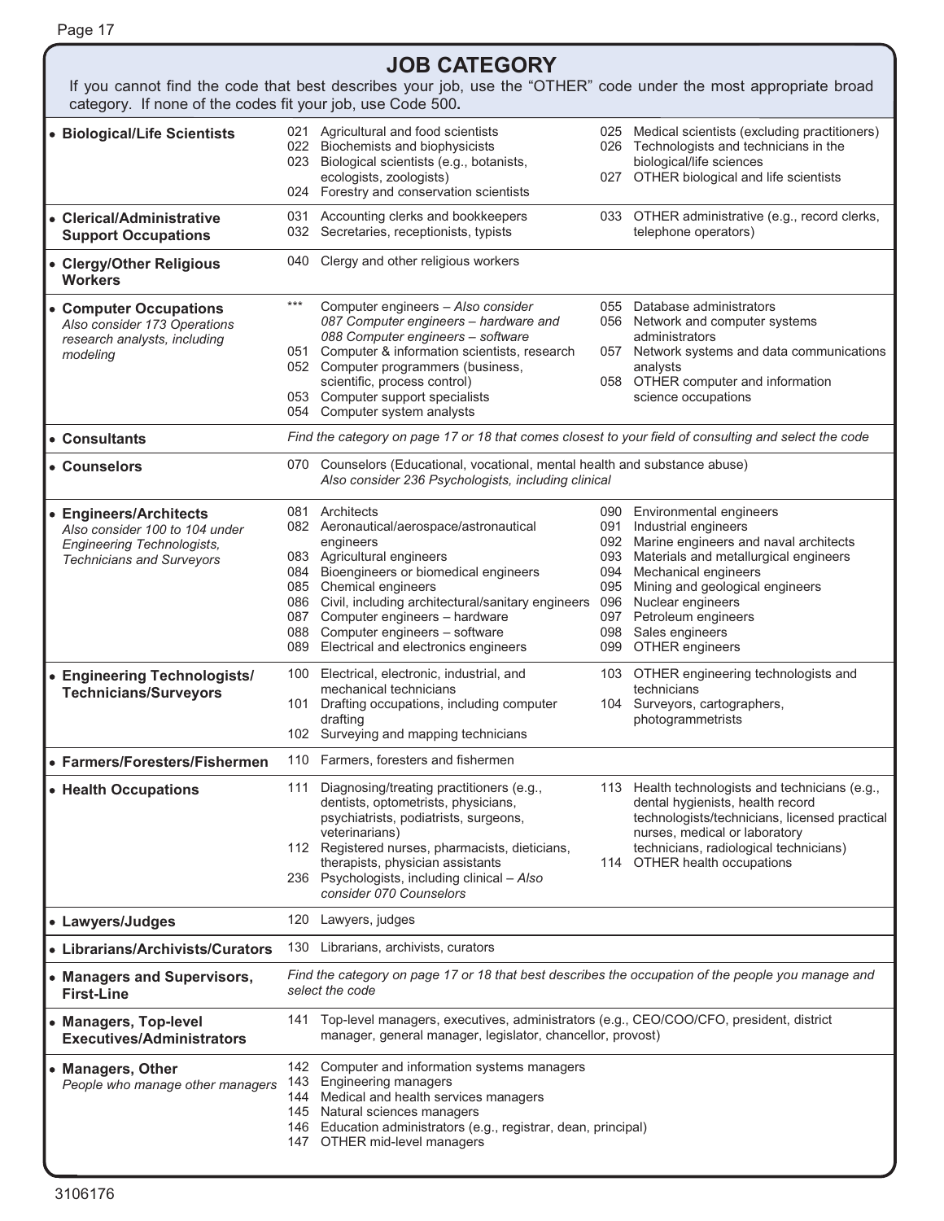# JOB CATEGORY

If you cannot find the code that best describes your job, use the "OTHER" code under the most appropriate broad category. If none of the codes fit your job, use Code 500**.**

| Category | Codes | |
|---|---|---|
| • **Biological/Life Scientists** | 021 Agricultural and food scientists<br>022 Biochemists and biophysicists<br>023 Biological scientists (e.g., botanists, ecologists, zoologists)<br>024 Forestry and conservation scientists | 025 Medical scientists (excluding practitioners)<br>026 Technologists and technicians in the biological/life sciences<br>027 OTHER biological and life scientists |
| • **Clerical/Administrative Support Occupations** | 031 Accounting clerks and bookkeepers<br>032 Secretaries, receptionists, typists | 033 OTHER administrative (e.g., record clerks, telephone operators) |
| • **Clergy/Other Religious Workers** | 040 Clergy and other religious workers | |
| • **Computer Occupations**<br>*Also consider 173 Operations research analysts, including modeling* | *** Computer engineers – *Also consider 087 Computer engineers – hardware and 088 Computer engineers – software*<br>051 Computer & information scientists, research<br>052 Computer programmers (business, scientific, process control)<br>053 Computer support specialists<br>054 Computer system analysts | 055 Database administrators<br>056 Network and computer systems administrators<br>057 Network systems and data communications analysts<br>058 OTHER computer and information science occupations |
| • **Consultants** | *Find the category on page 17 or 18 that comes closest to your field of consulting and select the code* | |
| • **Counselors** | 070 Counselors (Educational, vocational, mental health and substance abuse)<br>*Also consider 236 Psychologists, including clinical* | |
| • **Engineers/Architects**<br>*Also consider 100 to 104 under Engineering Technologists, Technicians and Surveyors* | 081 Architects<br>082 Aeronautical/aerospace/astronautical engineers<br>083 Agricultural engineers<br>084 Bioengineers or biomedical engineers<br>085 Chemical engineers<br>086 Civil, including architectural/sanitary engineers<br>087 Computer engineers – hardware<br>088 Computer engineers – software<br>089 Electrical and electronics engineers | 090 Environmental engineers<br>091 Industrial engineers<br>092 Marine engineers and naval architects<br>093 Materials and metallurgical engineers<br>094 Mechanical engineers<br>095 Mining and geological engineers<br>096 Nuclear engineers<br>097 Petroleum engineers<br>098 Sales engineers<br>099 OTHER engineers |
| • **Engineering Technologists/ Technicians/Surveyors** | 100 Electrical, electronic, industrial, and mechanical technicians<br>101 Drafting occupations, including computer drafting<br>102 Surveying and mapping technicians | 103 OTHER engineering technologists and technicians<br>104 Surveyors, cartographers, photogrammetrists |
| • **Farmers/Foresters/Fishermen** | 110 Farmers, foresters and fishermen | |
| • **Health Occupations** | 111 Diagnosing/treating practitioners (e.g., dentists, optometrists, physicians, psychiatrists, podiatrists, surgeons, veterinarians)<br>112 Registered nurses, pharmacists, dieticians, therapists, physician assistants<br>236 Psychologists, including clinical – *Also consider 070 Counselors* | 113 Health technologists and technicians (e.g., dental hygienists, health record technologists/technicians, licensed practical nurses, medical or laboratory technicians, radiological technicians)<br>114 OTHER health occupations |
| • **Lawyers/Judges** | 120 Lawyers, judges | |
| • **Librarians/Archivists/Curators** | 130 Librarians, archivists, curators | |
| • **Managers and Supervisors, First-Line** | *Find the category on page 17 or 18 that best describes the occupation of the people you manage and select the code* | |
| • **Managers, Top-level Executives/Administrators** | 141 Top-level managers, executives, administrators (e.g., CEO/COO/CFO, president, district manager, general manager, legislator, chancellor, provost) | |
| • **Managers, Other**<br>*People who manage other managers* | 142 Computer and information systems managers<br>143 Engineering managers<br>144 Medical and health services managers<br>145 Natural sciences managers<br>146 Education administrators (e.g., registrar, dean, principal)<br>147 OTHER mid-level managers | |

3106176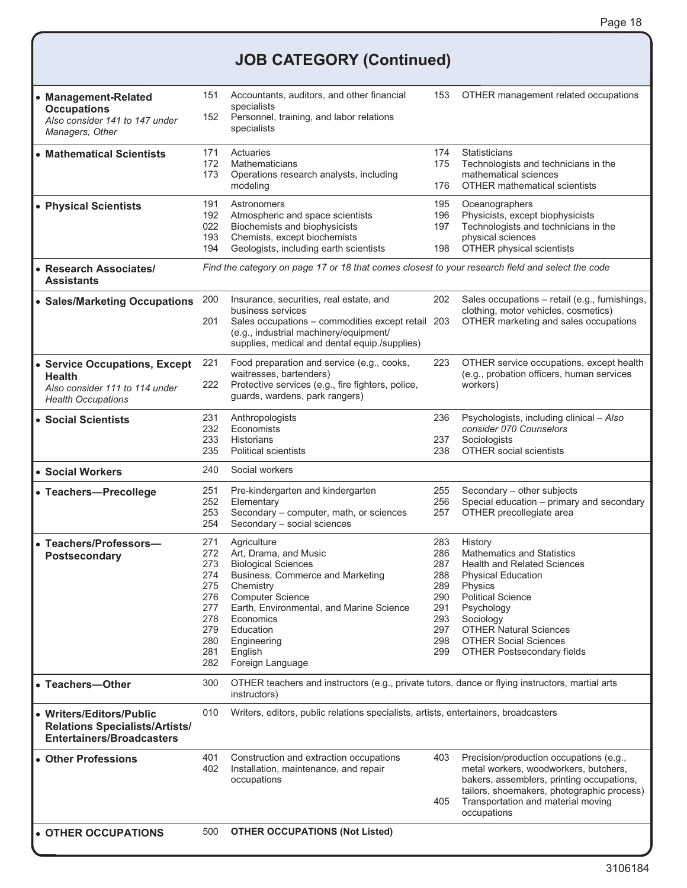# JOB CATEGORY (Continued)

| Category | Codes | |
|---|---|---|
| • **Management-Related Occupations** *Also consider 141 to 147 under Managers, Other* | 151 Accountants, auditors, and other financial specialists<br>152 Personnel, training, and labor relations specialists | 153 OTHER management related occupations |
| • **Mathematical Scientists** | 171 Actuaries<br>172 Mathematicians<br>173 Operations research analysts, including modeling | 174 Statisticians<br>175 Technologists and technicians in the mathematical sciences<br>176 OTHER mathematical scientists |
| • **Physical Scientists** | 191 Astronomers<br>192 Atmospheric and space scientists<br>022 Biochemists and biophysicists<br>193 Chemists, except biochemists<br>194 Geologists, including earth scientists | 195 Oceanographers<br>196 Physicists, except biophysicists<br>197 Technologists and technicians in the physical sciences<br>198 OTHER physical scientists |
| • **Research Associates/ Assistants** | *Find the category on page 17 or 18 that comes closest to your research field and select the code* | |
| • **Sales/Marketing Occupations** | 200 Insurance, securities, real estate, and business services<br>201 Sales occupations – commodities except retail (e.g., industrial machinery/equipment/ supplies, medical and dental equip./supplies) | 202 Sales occupations – retail (e.g., furnishings, clothing, motor vehicles, cosmetics)<br>203 OTHER marketing and sales occupations |
| • **Service Occupations, Except Health** *Also consider 111 to 114 under Health Occupations* | 221 Food preparation and service (e.g., cooks, waitresses, bartenders)<br>222 Protective services (e.g., fire fighters, police, guards, wardens, park rangers) | 223 OTHER service occupations, except health (e.g., probation officers, human services workers) |
| • **Social Scientists** | 231 Anthropologists<br>232 Economists<br>233 Historians<br>235 Political scientists | 236 Psychologists, including clinical – *Also consider 070 Counselors*<br>237 Sociologists<br>238 OTHER social scientists |
| • **Social Workers** | 240 Social workers | |
| • **Teachers—Precollege** | 251 Pre-kindergarten and kindergarten<br>252 Elementary<br>253 Secondary – computer, math, or sciences<br>254 Secondary – social sciences | 255 Secondary – other subjects<br>256 Special education – primary and secondary<br>257 OTHER precollegiate area |
| • **Teachers/Professors— Postsecondary** | 271 Agriculture<br>272 Art, Drama, and Music<br>273 Biological Sciences<br>274 Business, Commerce and Marketing<br>275 Chemistry<br>276 Computer Science<br>277 Earth, Environmental, and Marine Science<br>278 Economics<br>279 Education<br>280 Engineering<br>281 English<br>282 Foreign Language | 283 History<br>286 Mathematics and Statistics<br>287 Health and Related Sciences<br>288 Physical Education<br>289 Physics<br>290 Political Science<br>291 Psychology<br>293 Sociology<br>297 OTHER Natural Sciences<br>298 OTHER Social Sciences<br>299 OTHER Postsecondary fields |
| • **Teachers—Other** | 300 OTHER teachers and instructors (e.g., private tutors, dance or flying instructors, martial arts instructors) | |
| • **Writers/Editors/Public Relations Specialists/Artists/ Entertainers/Broadcasters** | 010 Writers, editors, public relations specialists, artists, entertainers, broadcasters | |
| • **Other Professions** | 401 Construction and extraction occupations<br>402 Installation, maintenance, and repair occupations | 403 Precision/production occupations (e.g., metal workers, woodworkers, butchers, bakers, assemblers, printing occupations, tailors, shoemakers, photographic process)<br>405 Transportation and material moving occupations |
| • **OTHER OCCUPATIONS** | 500 **OTHER OCCUPATIONS (Not Listed)** | |

3106184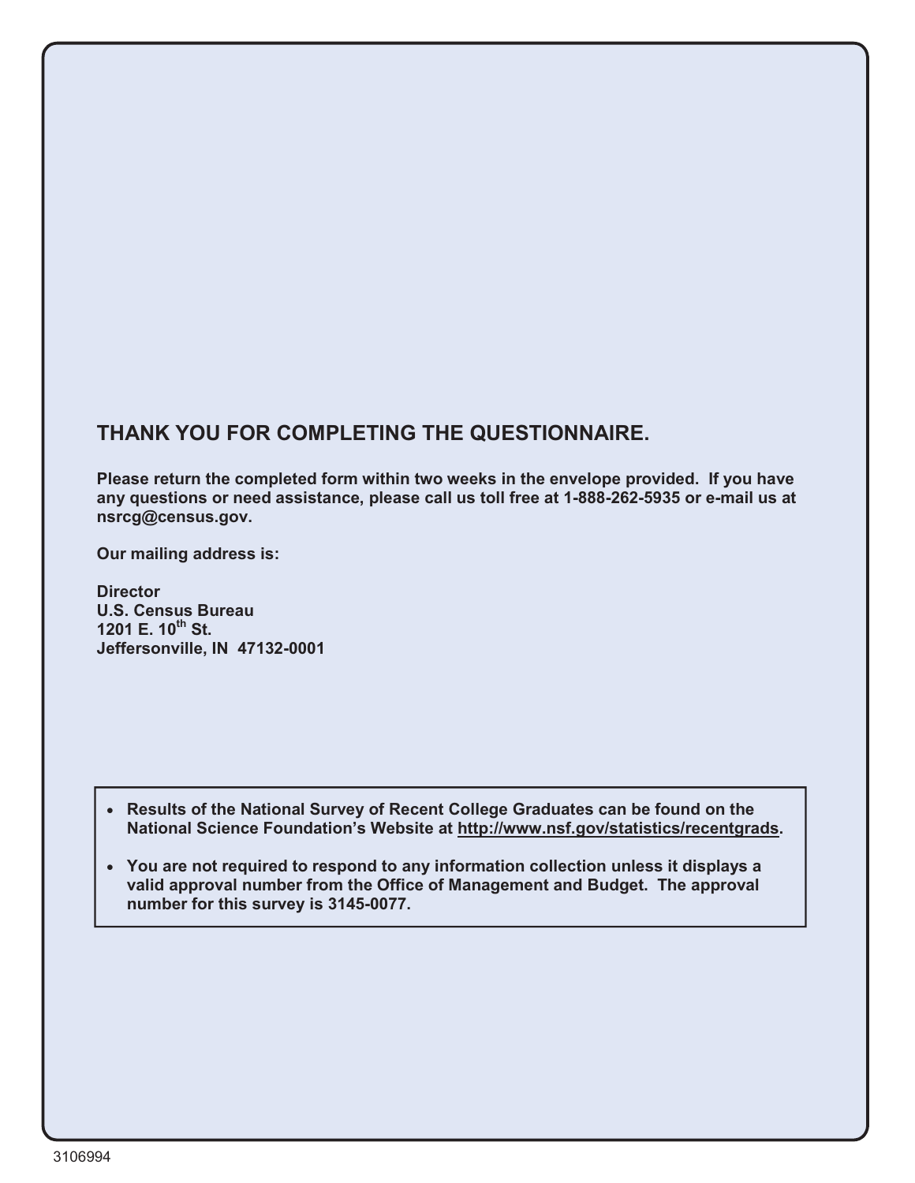## THANK YOU FOR COMPLETING THE QUESTIONNAIRE.

**Please return the completed form within two weeks in the envelope provided. If you have any questions or need assistance, please call us toll free at 1-888-262-5935 or e-mail us at nsrcg@census.gov.**

**Our mailing address is:**

**Director**
**U.S. Census Bureau**
**1201 E. 10th St.**
**Jeffersonville, IN 47132-0001**

- **Results of the National Survey of Recent College Graduates can be found on the National Science Foundation's Website at http://www.nsf.gov/statistics/recentgrads.**
- **You are not required to respond to any information collection unless it displays a valid approval number from the Office of Management and Budget. The approval number for this survey is 3145-0077.**

3106994